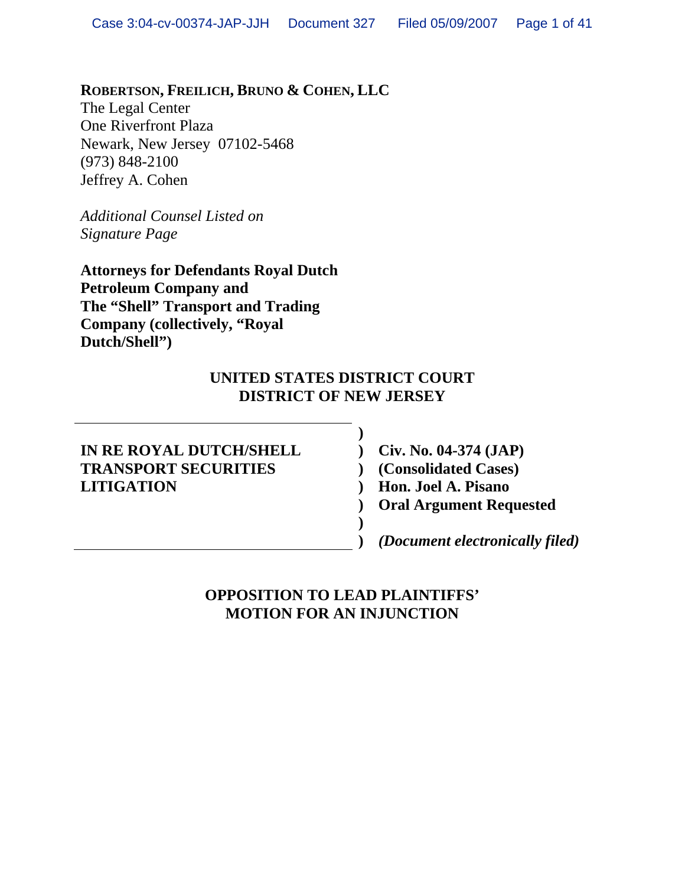**ROBERTSON, FREILICH, BRUNO & COHEN, LLC**
The Legal Center
One Riverfront Plaza
Newark, New Jersey 07102-5468
(973) 848-2100
Jeffrey A. Cohen

*Additional Counsel Listed on Signature Page*

**Attorneys for Defendants Royal Dutch Petroleum Company and The "Shell" Transport and Trading Company (collectively, "Royal Dutch/Shell")**

**UNITED STATES DISTRICT COURT**
**DISTRICT OF NEW JERSEY**

| | |
|---|---|
| **IN RE ROYAL DUTCH/SHELL TRANSPORT SECURITIES LITIGATION** | **Civ. No. 04-374 (JAP)** |
| | **(Consolidated Cases)** |
| | **Hon. Joel A. Pisano** |
| | **Oral Argument Requested** |
| | ***(Document electronically filed)*** |

**OPPOSITION TO LEAD PLAINTIFFS' MOTION FOR AN INJUNCTION**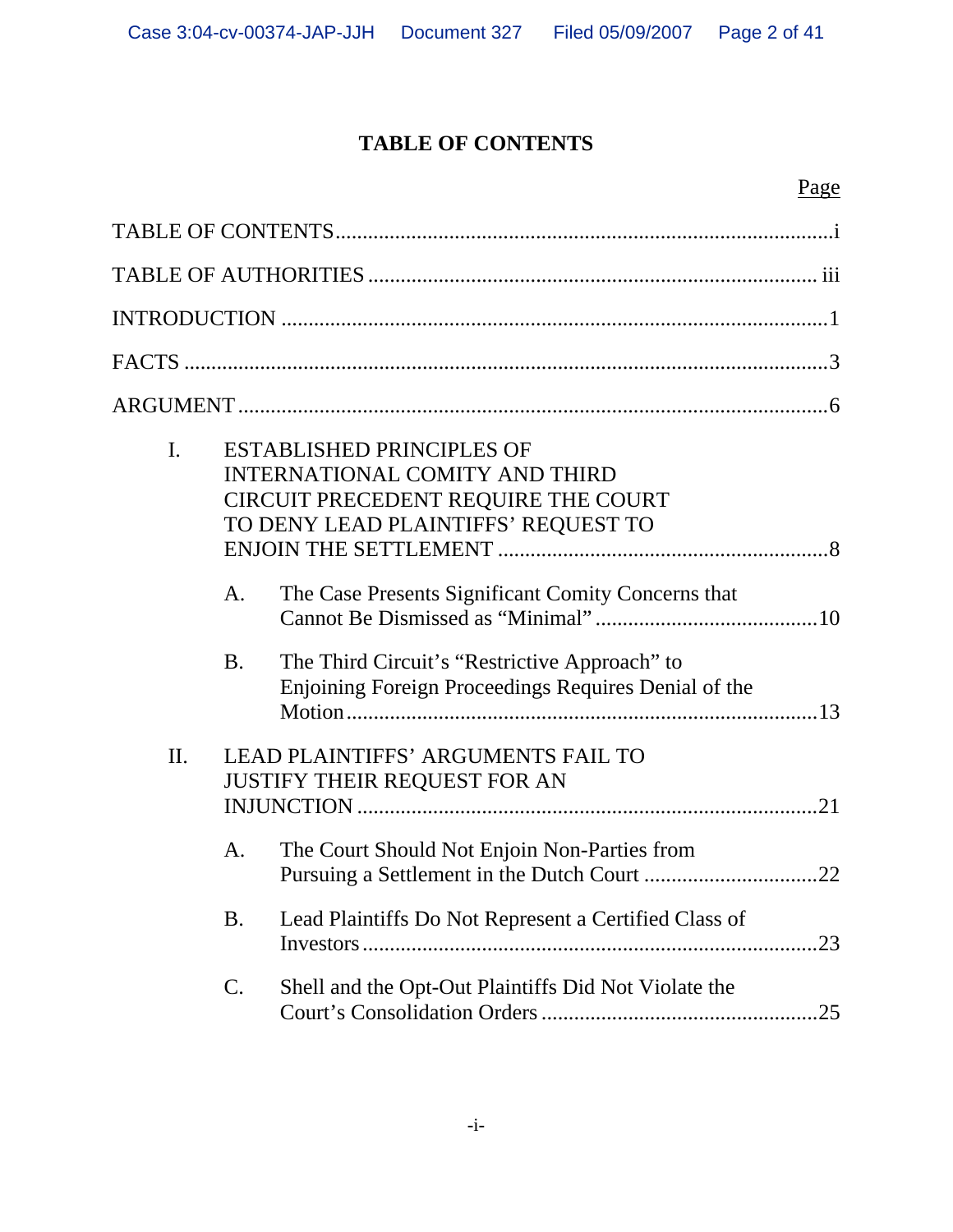# TABLE OF CONTENTS

Page

TABLE OF CONTENTS ..... i

TABLE OF AUTHORITIES ..... iii

INTRODUCTION ..... 1

FACTS ..... 3

ARGUMENT ..... 6

I. ESTABLISHED PRINCIPLES OF INTERNATIONAL COMITY AND THIRD CIRCUIT PRECEDENT REQUIRE THE COURT TO DENY LEAD PLAINTIFFS' REQUEST TO ENJOIN THE SETTLEMENT ..... 8

  A. The Case Presents Significant Comity Concerns that Cannot Be Dismissed as "Minimal" ..... 10

  B. The Third Circuit's "Restrictive Approach" to Enjoining Foreign Proceedings Requires Denial of the Motion ..... 13

II. LEAD PLAINTIFFS' ARGUMENTS FAIL TO JUSTIFY THEIR REQUEST FOR AN INJUNCTION ..... 21

  A. The Court Should Not Enjoin Non-Parties from Pursuing a Settlement in the Dutch Court ..... 22

  B. Lead Plaintiffs Do Not Represent a Certified Class of Investors ..... 23

  C. Shell and the Opt-Out Plaintiffs Did Not Violate the Court's Consolidation Orders ..... 25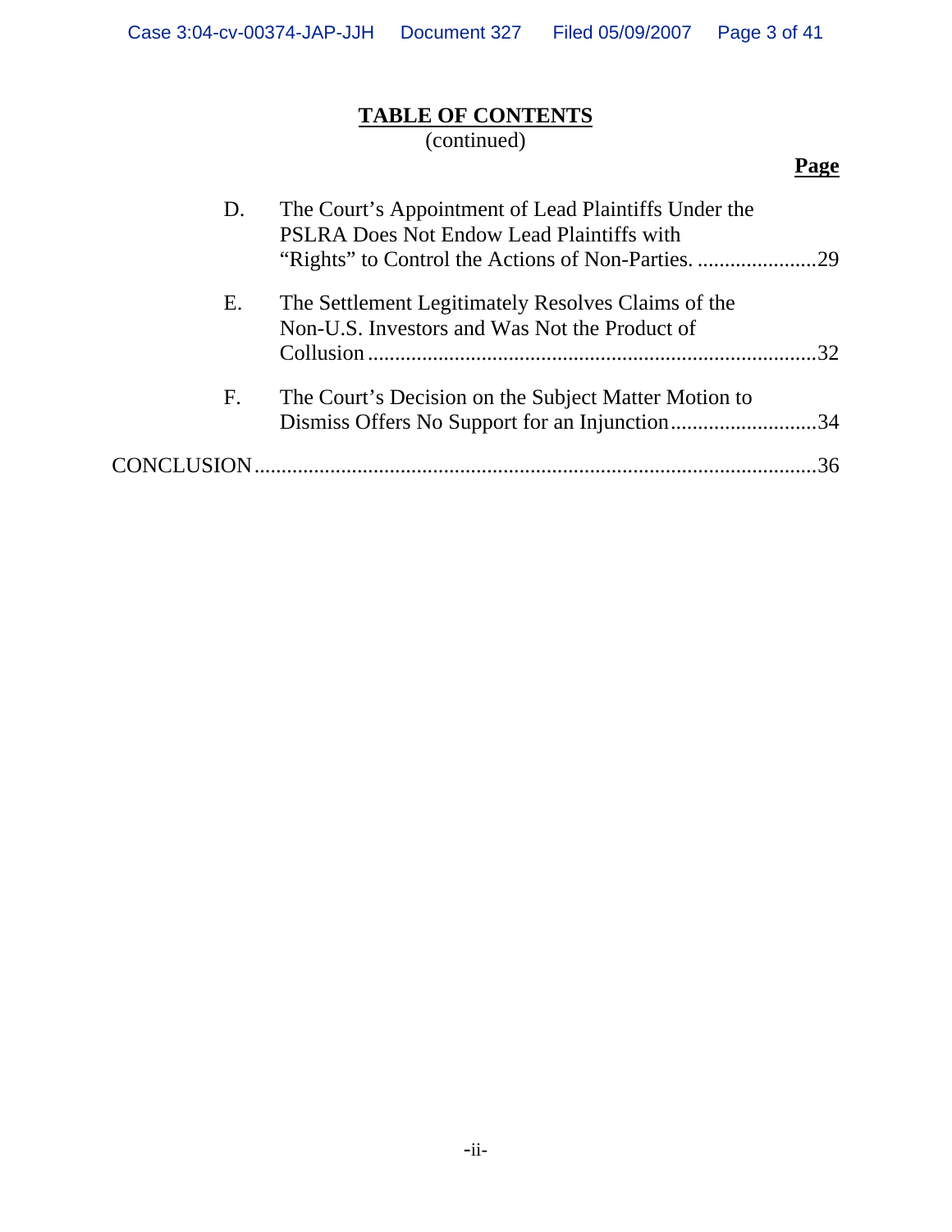## TABLE OF CONTENTS
(continued)

**Page**

D. The Court's Appointment of Lead Plaintiffs Under the PSLRA Does Not Endow Lead Plaintiffs with "Rights" to Control the Actions of Non-Parties. ......................29

E. The Settlement Legitimately Resolves Claims of the Non-U.S. Investors and Was Not the Product of Collusion ..................................................................................32

F. The Court's Decision on the Subject Matter Motion to Dismiss Offers No Support for an Injunction...........................34

CONCLUSION.........................................................................................................36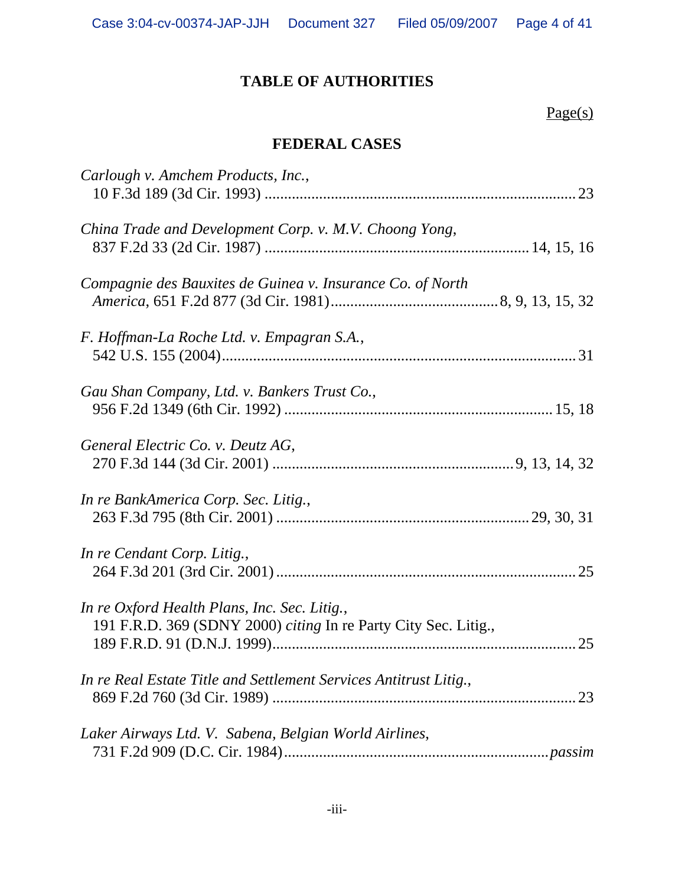# TABLE OF AUTHORITIES

Page(s)

## FEDERAL CASES

*Carlough v. Amchem Products, Inc.*,
10 F.3d 189 (3d Cir. 1993) ................................................................................ 23

*China Trade and Development Corp. v. M.V. Choong Yong*,
837 F.2d 33 (2d Cir. 1987) .................................................................. 14, 15, 16

*Compagnie des Bauxites de Guinea v. Insurance Co. of North America*, 651 F.2d 877 (3d Cir. 1981)........................................... 8, 9, 13, 15, 32

*F. Hoffman-La Roche Ltd. v. Empagran S.A.*,
542 U.S. 155 (2004)......................................................................................... 31

*Gau Shan Company, Ltd. v. Bankers Trust Co.*,
956 F.2d 1349 (6th Cir. 1992) .................................................................... 15, 18

*General Electric Co. v. Deutz AG*,
270 F.3d 144 (3d Cir. 2001) ............................................................. 9, 13, 14, 32

*In re BankAmerica Corp. Sec. Litig.*,
263 F.3d 795 (8th Cir. 2001) ................................................................ 29, 30, 31

*In re Cendant Corp. Litig.*,
264 F.3d 201 (3rd Cir. 2001) ............................................................................ 25

*In re Oxford Health Plans, Inc. Sec. Litig.*,
191 F.R.D. 369 (SDNY 2000) *citing* In re Party City Sec. Litig.,
189 F.R.D. 91 (D.N.J. 1999)............................................................................. 25

*In re Real Estate Title and Settlement Services Antitrust Litig.*,
869 F.2d 760 (3d Cir. 1989) ............................................................................. 23

*Laker Airways Ltd. V. Sabena, Belgian World Airlines*,
731 F.2d 909 (D.C. Cir. 1984)................................................................... *passim*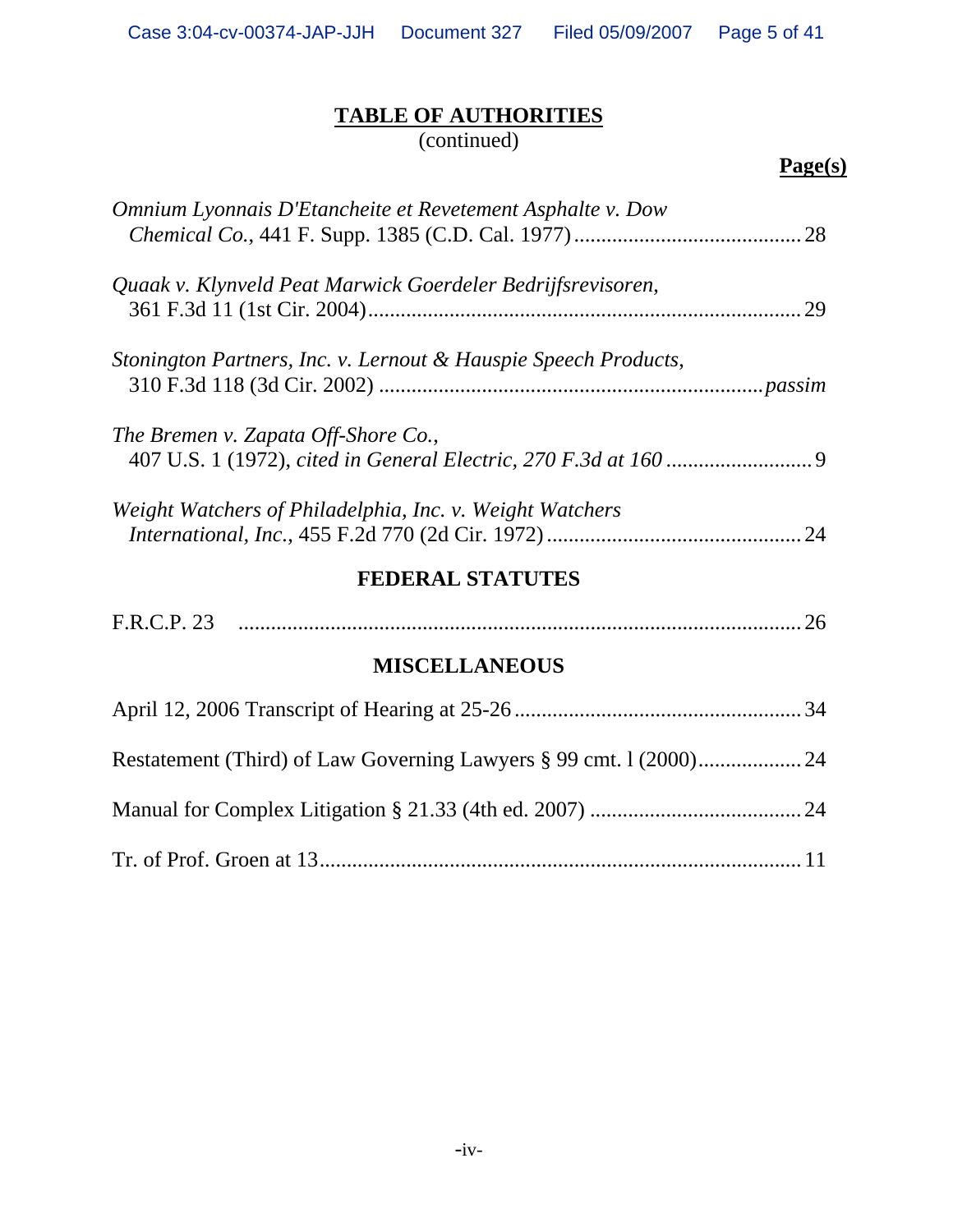## TABLE OF AUTHORITIES
(continued)

**Page(s)**

*Omnium Lyonnais D'Etancheite et Revetement Asphalte v. Dow Chemical Co.*, 441 F. Supp. 1385 (C.D. Cal. 1977) .......... 28

*Quaak v. Klynveld Peat Marwick Goerdeler Bedrijfsrevisoren*, 361 F.3d 11 (1st Cir. 2004) .......... 29

*Stonington Partners, Inc. v. Lernout & Hauspie Speech Products*, 310 F.3d 118 (3d Cir. 2002) .......... *passim*

*The Bremen v. Zapata Off-Shore Co.*, 407 U.S. 1 (1972), *cited in General Electric, 270 F.3d at 160* .......... 9

*Weight Watchers of Philadelphia, Inc. v. Weight Watchers International, Inc.*, 455 F.2d 770 (2d Cir. 1972) .......... 24

### FEDERAL STATUTES

F.R.C.P. 23 .......... 26

### MISCELLANEOUS

April 12, 2006 Transcript of Hearing at 25-26 .......... 34

Restatement (Third) of Law Governing Lawyers § 99 cmt. l (2000) .......... 24

Manual for Complex Litigation § 21.33 (4th ed. 2007) .......... 24

Tr. of Prof. Groen at 13 .......... 11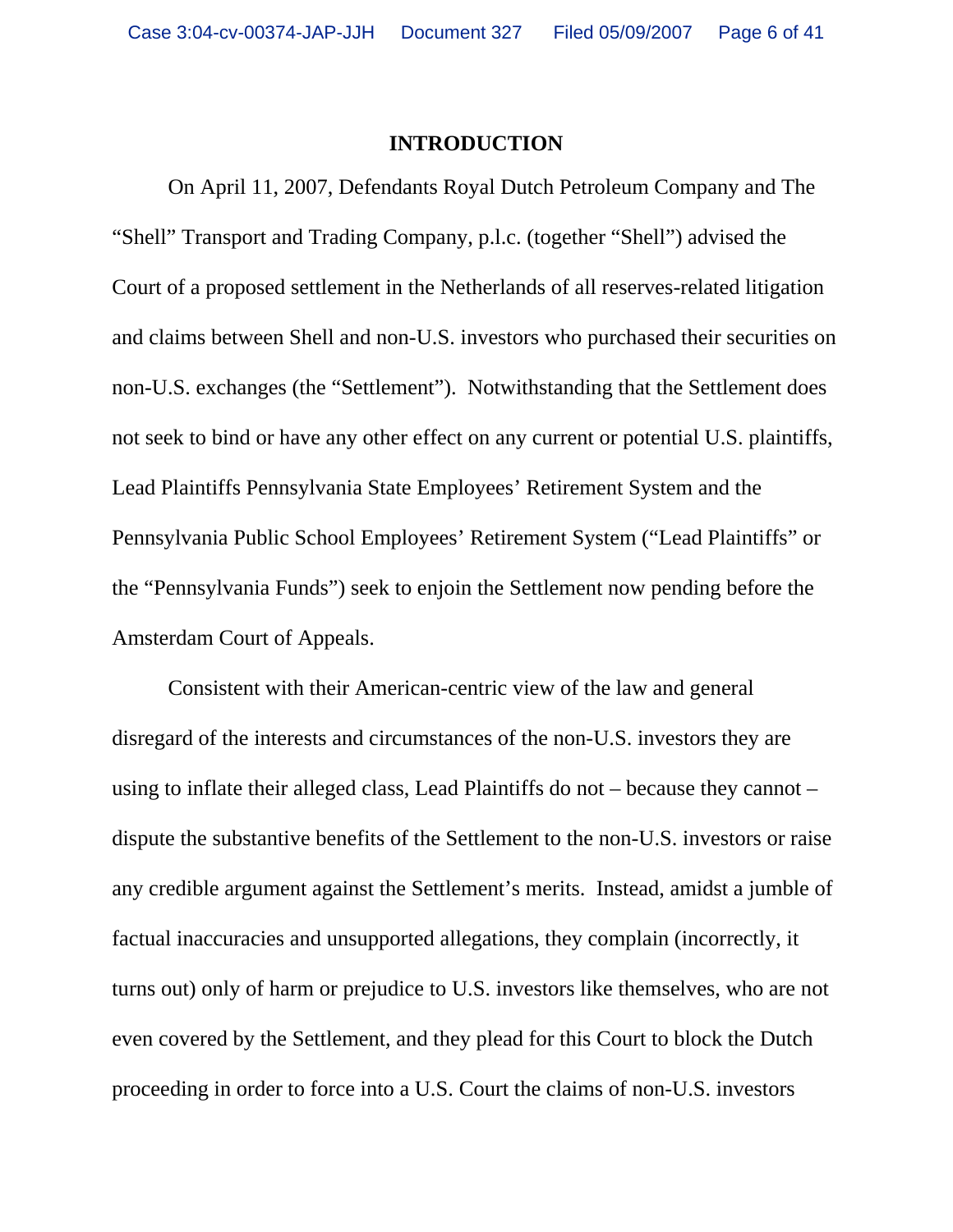## INTRODUCTION

On April 11, 2007, Defendants Royal Dutch Petroleum Company and The "Shell" Transport and Trading Company, p.l.c. (together "Shell") advised the Court of a proposed settlement in the Netherlands of all reserves-related litigation and claims between Shell and non-U.S. investors who purchased their securities on non-U.S. exchanges (the "Settlement"). Notwithstanding that the Settlement does not seek to bind or have any other effect on any current or potential U.S. plaintiffs, Lead Plaintiffs Pennsylvania State Employees' Retirement System and the Pennsylvania Public School Employees' Retirement System ("Lead Plaintiffs" or the "Pennsylvania Funds") seek to enjoin the Settlement now pending before the Amsterdam Court of Appeals.

Consistent with their American-centric view of the law and general disregard of the interests and circumstances of the non-U.S. investors they are using to inflate their alleged class, Lead Plaintiffs do not – because they cannot – dispute the substantive benefits of the Settlement to the non-U.S. investors or raise any credible argument against the Settlement's merits. Instead, amidst a jumble of factual inaccuracies and unsupported allegations, they complain (incorrectly, it turns out) only of harm or prejudice to U.S. investors like themselves, who are not even covered by the Settlement, and they plead for this Court to block the Dutch proceeding in order to force into a U.S. Court the claims of non-U.S. investors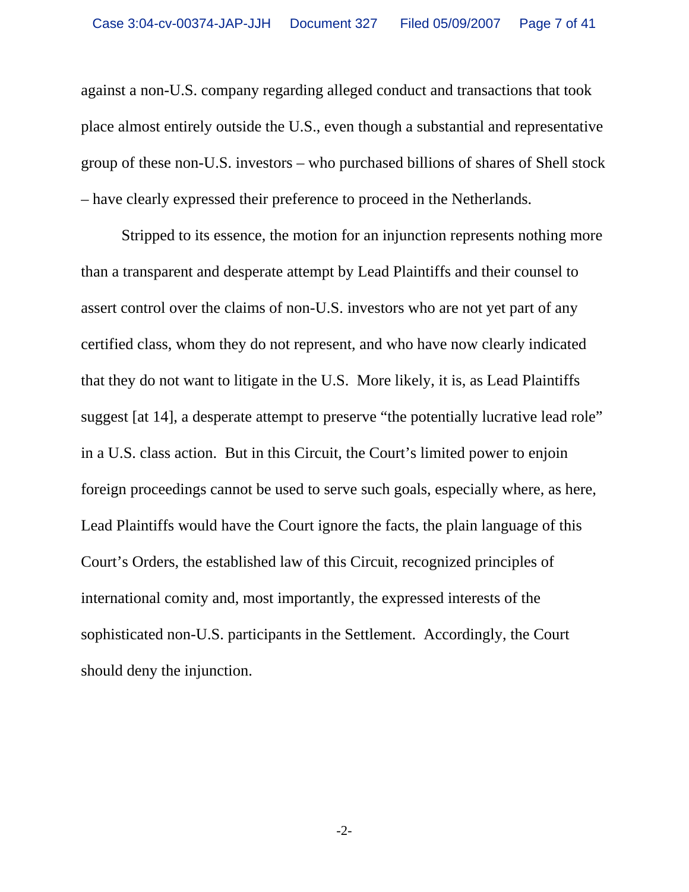against a non-U.S. company regarding alleged conduct and transactions that took place almost entirely outside the U.S., even though a substantial and representative group of these non-U.S. investors – who purchased billions of shares of Shell stock – have clearly expressed their preference to proceed in the Netherlands.

Stripped to its essence, the motion for an injunction represents nothing more than a transparent and desperate attempt by Lead Plaintiffs and their counsel to assert control over the claims of non-U.S. investors who are not yet part of any certified class, whom they do not represent, and who have now clearly indicated that they do not want to litigate in the U.S. More likely, it is, as Lead Plaintiffs suggest [at 14], a desperate attempt to preserve "the potentially lucrative lead role" in a U.S. class action. But in this Circuit, the Court's limited power to enjoin foreign proceedings cannot be used to serve such goals, especially where, as here, Lead Plaintiffs would have the Court ignore the facts, the plain language of this Court's Orders, the established law of this Circuit, recognized principles of international comity and, most importantly, the expressed interests of the sophisticated non-U.S. participants in the Settlement. Accordingly, the Court should deny the injunction.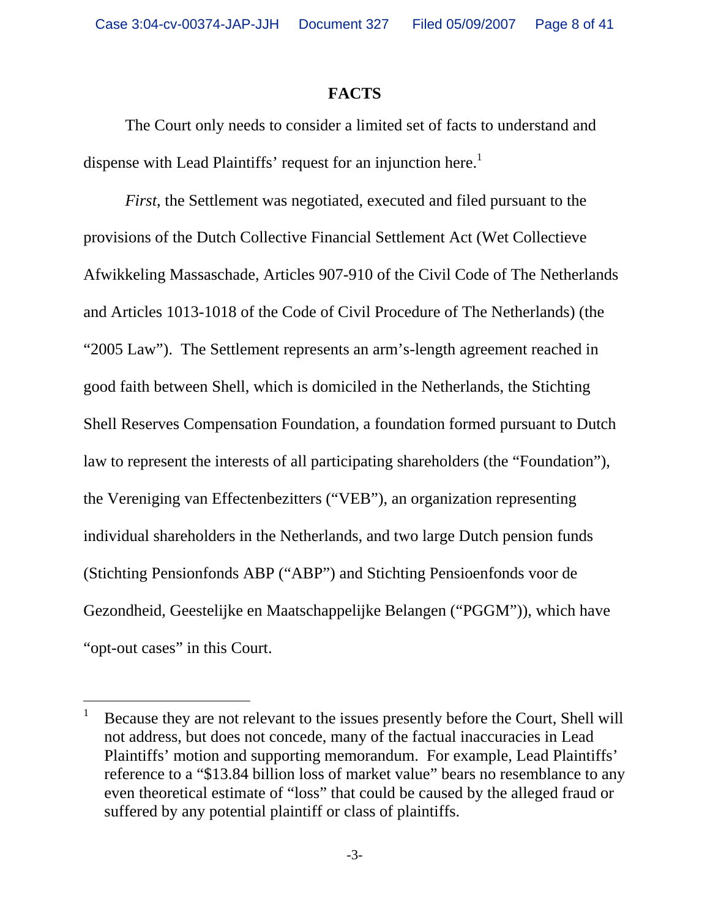## FACTS

The Court only needs to consider a limited set of facts to understand and dispense with Lead Plaintiffs' request for an injunction here.[1]

*First*, the Settlement was negotiated, executed and filed pursuant to the provisions of the Dutch Collective Financial Settlement Act (Wet Collectieve Afwikkeling Massaschade, Articles 907-910 of the Civil Code of The Netherlands and Articles 1013-1018 of the Code of Civil Procedure of The Netherlands) (the "2005 Law"). The Settlement represents an arm's-length agreement reached in good faith between Shell, which is domiciled in the Netherlands, the Stichting Shell Reserves Compensation Foundation, a foundation formed pursuant to Dutch law to represent the interests of all participating shareholders (the "Foundation"), the Vereniging van Effectenbezitters ("VEB"), an organization representing individual shareholders in the Netherlands, and two large Dutch pension funds (Stichting Pensionfonds ABP ("ABP") and Stichting Pensioenfonds voor de Gezondheid, Geestelijke en Maatschappelijke Belangen ("PGGM")), which have "opt-out cases" in this Court.

---

[1] Because they are not relevant to the issues presently before the Court, Shell will not address, but does not concede, many of the factual inaccuracies in Lead Plaintiffs' motion and supporting memorandum. For example, Lead Plaintiffs' reference to a "$13.84 billion loss of market value" bears no resemblance to any even theoretical estimate of "loss" that could be caused by the alleged fraud or suffered by any potential plaintiff or class of plaintiffs.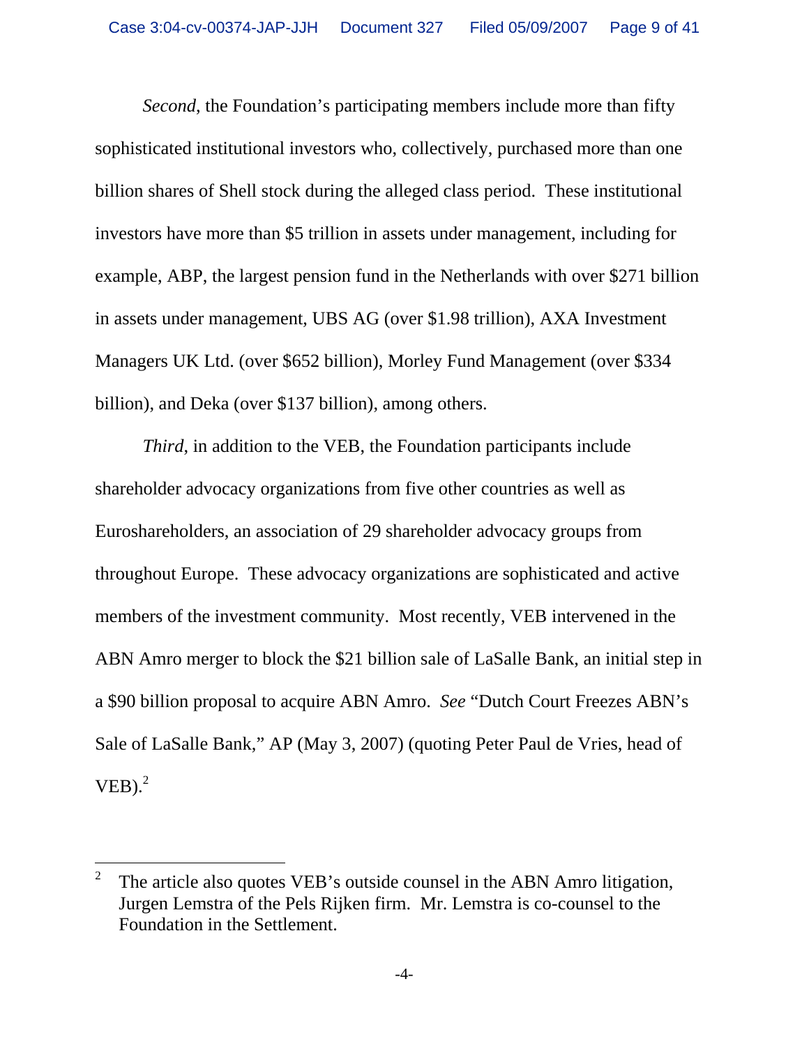*Second*, the Foundation's participating members include more than fifty sophisticated institutional investors who, collectively, purchased more than one billion shares of Shell stock during the alleged class period. These institutional investors have more than $5 trillion in assets under management, including for example, ABP, the largest pension fund in the Netherlands with over $271 billion in assets under management, UBS AG (over $1.98 trillion), AXA Investment Managers UK Ltd. (over $652 billion), Morley Fund Management (over $334 billion), and Deka (over $137 billion), among others.

*Third*, in addition to the VEB, the Foundation participants include shareholder advocacy organizations from five other countries as well as Euroshareholders, an association of 29 shareholder advocacy groups from throughout Europe. These advocacy organizations are sophisticated and active members of the investment community. Most recently, VEB intervened in the ABN Amro merger to block the $21 billion sale of LaSalle Bank, an initial step in a $90 billion proposal to acquire ABN Amro. *See* "Dutch Court Freezes ABN's Sale of LaSalle Bank," AP (May 3, 2007) (quoting Peter Paul de Vries, head of VEB).[2]

---

[2] The article also quotes VEB's outside counsel in the ABN Amro litigation, Jurgen Lemstra of the Pels Rijken firm. Mr. Lemstra is co-counsel to the Foundation in the Settlement.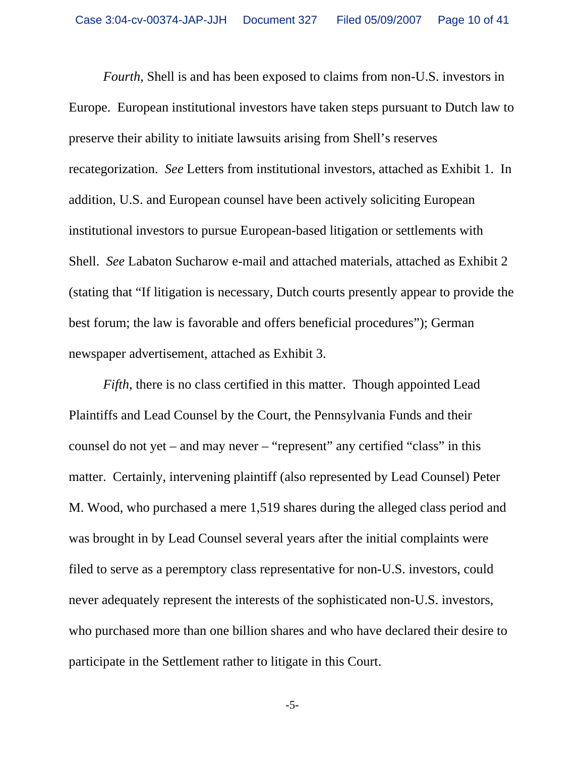*Fourth*, Shell is and has been exposed to claims from non-U.S. investors in Europe. European institutional investors have taken steps pursuant to Dutch law to preserve their ability to initiate lawsuits arising from Shell's reserves recategorization. *See* Letters from institutional investors, attached as Exhibit 1. In addition, U.S. and European counsel have been actively soliciting European institutional investors to pursue European-based litigation or settlements with Shell. *See* Labaton Sucharow e-mail and attached materials, attached as Exhibit 2 (stating that "If litigation is necessary, Dutch courts presently appear to provide the best forum; the law is favorable and offers beneficial procedures"); German newspaper advertisement, attached as Exhibit 3.

*Fifth*, there is no class certified in this matter. Though appointed Lead Plaintiffs and Lead Counsel by the Court, the Pennsylvania Funds and their counsel do not yet – and may never – "represent" any certified "class" in this matter. Certainly, intervening plaintiff (also represented by Lead Counsel) Peter M. Wood, who purchased a mere 1,519 shares during the alleged class period and was brought in by Lead Counsel several years after the initial complaints were filed to serve as a peremptory class representative for non-U.S. investors, could never adequately represent the interests of the sophisticated non-U.S. investors, who purchased more than one billion shares and who have declared their desire to participate in the Settlement rather to litigate in this Court.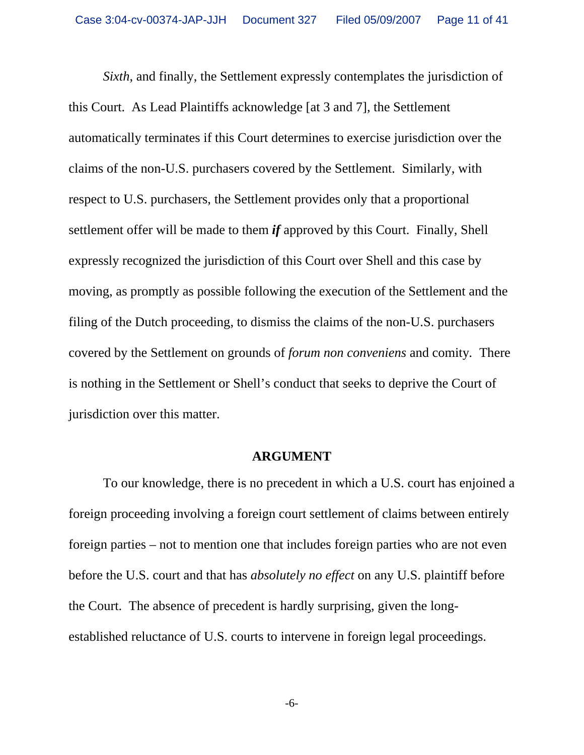*Sixth*, and finally, the Settlement expressly contemplates the jurisdiction of this Court. As Lead Plaintiffs acknowledge [at 3 and 7], the Settlement automatically terminates if this Court determines to exercise jurisdiction over the claims of the non-U.S. purchasers covered by the Settlement. Similarly, with respect to U.S. purchasers, the Settlement provides only that a proportional settlement offer will be made to them ***if*** approved by this Court. Finally, Shell expressly recognized the jurisdiction of this Court over Shell and this case by moving, as promptly as possible following the execution of the Settlement and the filing of the Dutch proceeding, to dismiss the claims of the non-U.S. purchasers covered by the Settlement on grounds of *forum non conveniens* and comity. There is nothing in the Settlement or Shell's conduct that seeks to deprive the Court of jurisdiction over this matter.

## ARGUMENT

To our knowledge, there is no precedent in which a U.S. court has enjoined a foreign proceeding involving a foreign court settlement of claims between entirely foreign parties – not to mention one that includes foreign parties who are not even before the U.S. court and that has *absolutely no effect* on any U.S. plaintiff before the Court. The absence of precedent is hardly surprising, given the long-established reluctance of U.S. courts to intervene in foreign legal proceedings.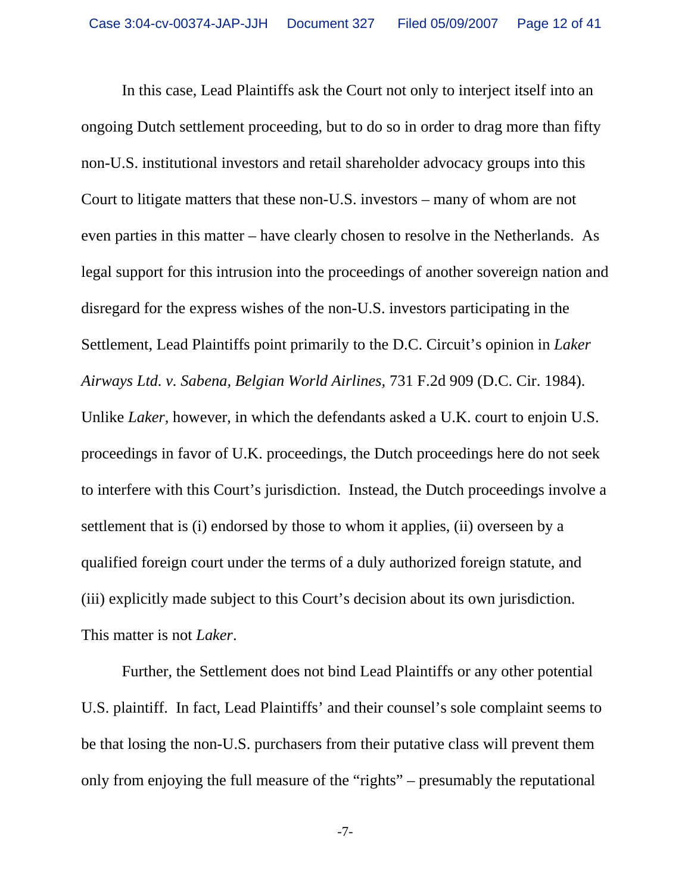In this case, Lead Plaintiffs ask the Court not only to interject itself into an ongoing Dutch settlement proceeding, but to do so in order to drag more than fifty non-U.S. institutional investors and retail shareholder advocacy groups into this Court to litigate matters that these non-U.S. investors – many of whom are not even parties in this matter – have clearly chosen to resolve in the Netherlands. As legal support for this intrusion into the proceedings of another sovereign nation and disregard for the express wishes of the non-U.S. investors participating in the Settlement, Lead Plaintiffs point primarily to the D.C. Circuit's opinion in *Laker Airways Ltd. v. Sabena, Belgian World Airlines,* 731 F.2d 909 (D.C. Cir. 1984). Unlike *Laker*, however, in which the defendants asked a U.K. court to enjoin U.S. proceedings in favor of U.K. proceedings, the Dutch proceedings here do not seek to interfere with this Court's jurisdiction. Instead, the Dutch proceedings involve a settlement that is (i) endorsed by those to whom it applies, (ii) overseen by a qualified foreign court under the terms of a duly authorized foreign statute, and (iii) explicitly made subject to this Court's decision about its own jurisdiction. This matter is not *Laker*.

Further, the Settlement does not bind Lead Plaintiffs or any other potential U.S. plaintiff. In fact, Lead Plaintiffs' and their counsel's sole complaint seems to be that losing the non-U.S. purchasers from their putative class will prevent them only from enjoying the full measure of the "rights" – presumably the reputational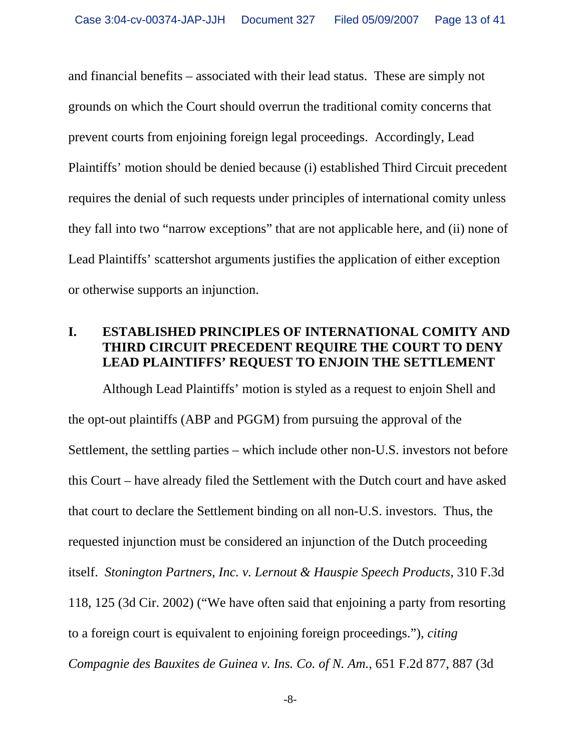and financial benefits – associated with their lead status. These are simply not grounds on which the Court should overrun the traditional comity concerns that prevent courts from enjoining foreign legal proceedings. Accordingly, Lead Plaintiffs' motion should be denied because (i) established Third Circuit precedent requires the denial of such requests under principles of international comity unless they fall into two "narrow exceptions" that are not applicable here, and (ii) none of Lead Plaintiffs' scattershot arguments justifies the application of either exception or otherwise supports an injunction.

## I. ESTABLISHED PRINCIPLES OF INTERNATIONAL COMITY AND THIRD CIRCUIT PRECEDENT REQUIRE THE COURT TO DENY LEAD PLAINTIFFS' REQUEST TO ENJOIN THE SETTLEMENT

Although Lead Plaintiffs' motion is styled as a request to enjoin Shell and the opt-out plaintiffs (ABP and PGGM) from pursuing the approval of the Settlement, the settling parties – which include other non-U.S. investors not before this Court – have already filed the Settlement with the Dutch court and have asked that court to declare the Settlement binding on all non-U.S. investors. Thus, the requested injunction must be considered an injunction of the Dutch proceeding itself. *Stonington Partners, Inc. v. Lernout & Hauspie Speech Products*, 310 F.3d 118, 125 (3d Cir. 2002) ("We have often said that enjoining a party from resorting to a foreign court is equivalent to enjoining foreign proceedings."), *citing Compagnie des Bauxites de Guinea v. Ins. Co. of N. Am.*, 651 F.2d 877, 887 (3d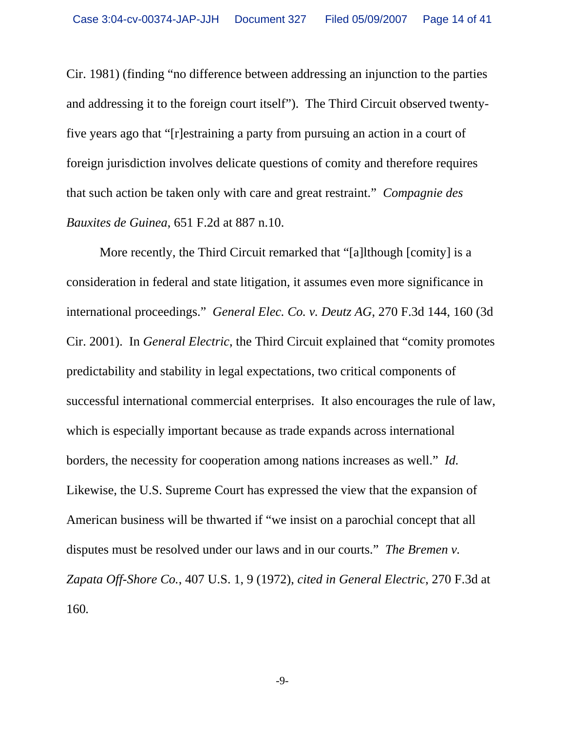Cir. 1981) (finding "no difference between addressing an injunction to the parties and addressing it to the foreign court itself"). The Third Circuit observed twenty-five years ago that "[r]estraining a party from pursuing an action in a court of foreign jurisdiction involves delicate questions of comity and therefore requires that such action be taken only with care and great restraint." *Compagnie des Bauxites de Guinea*, 651 F.2d at 887 n.10.

More recently, the Third Circuit remarked that "[a]lthough [comity] is a consideration in federal and state litigation, it assumes even more significance in international proceedings." *General Elec. Co. v. Deutz AG*, 270 F.3d 144, 160 (3d Cir. 2001). In *General Electric*, the Third Circuit explained that "comity promotes predictability and stability in legal expectations, two critical components of successful international commercial enterprises. It also encourages the rule of law, which is especially important because as trade expands across international borders, the necessity for cooperation among nations increases as well." *Id.* Likewise, the U.S. Supreme Court has expressed the view that the expansion of American business will be thwarted if "we insist on a parochial concept that all disputes must be resolved under our laws and in our courts." *The Bremen v. Zapata Off-Shore Co.*, 407 U.S. 1, 9 (1972), *cited in General Electric*, 270 F.3d at 160.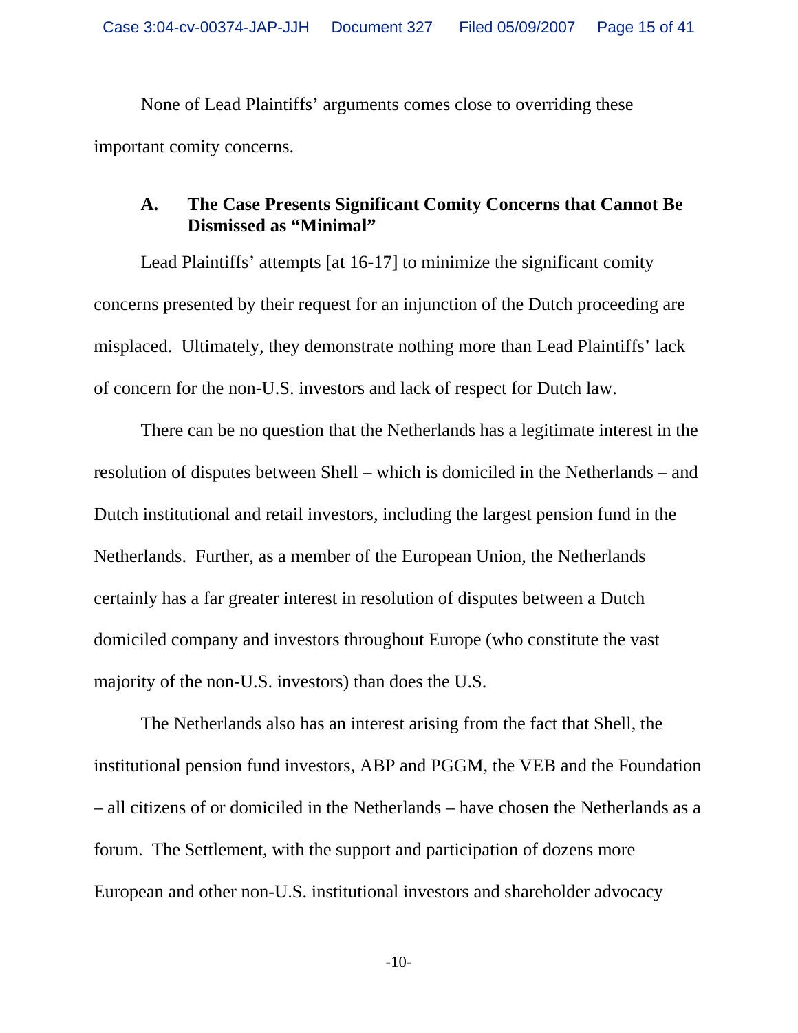None of Lead Plaintiffs' arguments comes close to overriding these important comity concerns.

### A. The Case Presents Significant Comity Concerns that Cannot Be Dismissed as "Minimal"

Lead Plaintiffs' attempts [at 16-17] to minimize the significant comity concerns presented by their request for an injunction of the Dutch proceeding are misplaced. Ultimately, they demonstrate nothing more than Lead Plaintiffs' lack of concern for the non-U.S. investors and lack of respect for Dutch law.

There can be no question that the Netherlands has a legitimate interest in the resolution of disputes between Shell – which is domiciled in the Netherlands – and Dutch institutional and retail investors, including the largest pension fund in the Netherlands. Further, as a member of the European Union, the Netherlands certainly has a far greater interest in resolution of disputes between a Dutch domiciled company and investors throughout Europe (who constitute the vast majority of the non-U.S. investors) than does the U.S.

The Netherlands also has an interest arising from the fact that Shell, the institutional pension fund investors, ABP and PGGM, the VEB and the Foundation – all citizens of or domiciled in the Netherlands – have chosen the Netherlands as a forum. The Settlement, with the support and participation of dozens more European and other non-U.S. institutional investors and shareholder advocacy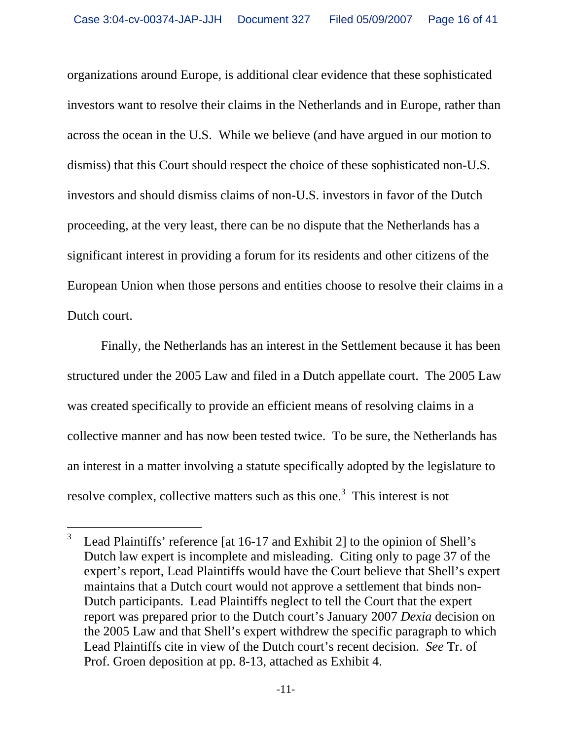organizations around Europe, is additional clear evidence that these sophisticated investors want to resolve their claims in the Netherlands and in Europe, rather than across the ocean in the U.S. While we believe (and have argued in our motion to dismiss) that this Court should respect the choice of these sophisticated non-U.S. investors and should dismiss claims of non-U.S. investors in favor of the Dutch proceeding, at the very least, there can be no dispute that the Netherlands has a significant interest in providing a forum for its residents and other citizens of the European Union when those persons and entities choose to resolve their claims in a Dutch court.

Finally, the Netherlands has an interest in the Settlement because it has been structured under the 2005 Law and filed in a Dutch appellate court. The 2005 Law was created specifically to provide an efficient means of resolving claims in a collective manner and has now been tested twice. To be sure, the Netherlands has an interest in a matter involving a statute specifically adopted by the legislature to resolve complex, collective matters such as this one.[3] This interest is not

[3] Lead Plaintiffs' reference [at 16-17 and Exhibit 2] to the opinion of Shell's Dutch law expert is incomplete and misleading. Citing only to page 37 of the expert's report, Lead Plaintiffs would have the Court believe that Shell's expert maintains that a Dutch court would not approve a settlement that binds non-Dutch participants. Lead Plaintiffs neglect to tell the Court that the expert report was prepared prior to the Dutch court's January 2007 *Dexia* decision on the 2005 Law and that Shell's expert withdrew the specific paragraph to which Lead Plaintiffs cite in view of the Dutch court's recent decision. *See* Tr. of Prof. Groen deposition at pp. 8-13, attached as Exhibit 4.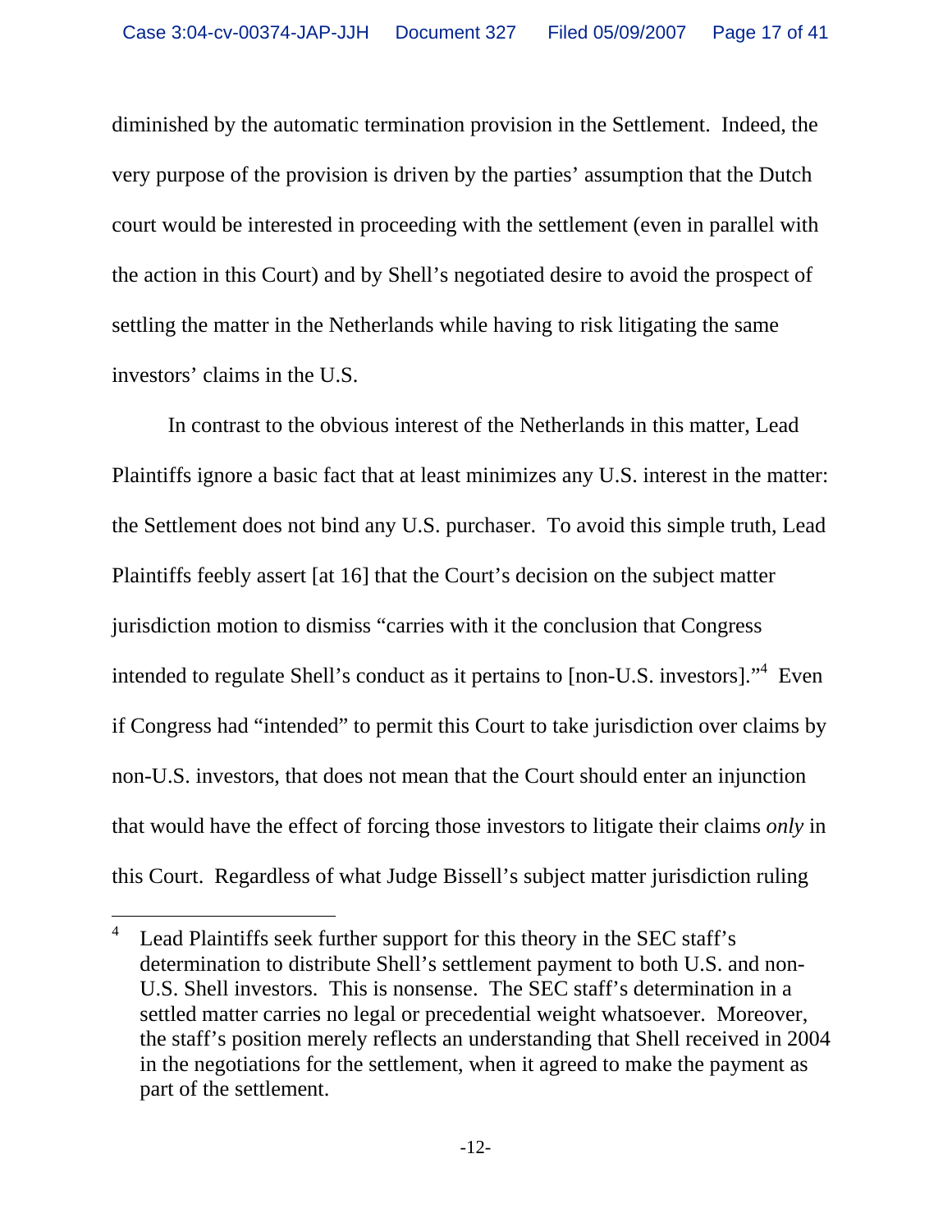diminished by the automatic termination provision in the Settlement. Indeed, the very purpose of the provision is driven by the parties' assumption that the Dutch court would be interested in proceeding with the settlement (even in parallel with the action in this Court) and by Shell's negotiated desire to avoid the prospect of settling the matter in the Netherlands while having to risk litigating the same investors' claims in the U.S.

In contrast to the obvious interest of the Netherlands in this matter, Lead Plaintiffs ignore a basic fact that at least minimizes any U.S. interest in the matter: the Settlement does not bind any U.S. purchaser. To avoid this simple truth, Lead Plaintiffs feebly assert [at 16] that the Court's decision on the subject matter jurisdiction motion to dismiss "carries with it the conclusion that Congress intended to regulate Shell's conduct as it pertains to [non-U.S. investors]."[4] Even if Congress had "intended" to permit this Court to take jurisdiction over claims by non-U.S. investors, that does not mean that the Court should enter an injunction that would have the effect of forcing those investors to litigate their claims *only* in this Court. Regardless of what Judge Bissell's subject matter jurisdiction ruling

[4] Lead Plaintiffs seek further support for this theory in the SEC staff's determination to distribute Shell's settlement payment to both U.S. and non-U.S. Shell investors. This is nonsense. The SEC staff's determination in a settled matter carries no legal or precedential weight whatsoever. Moreover, the staff's position merely reflects an understanding that Shell received in 2004 in the negotiations for the settlement, when it agreed to make the payment as part of the settlement.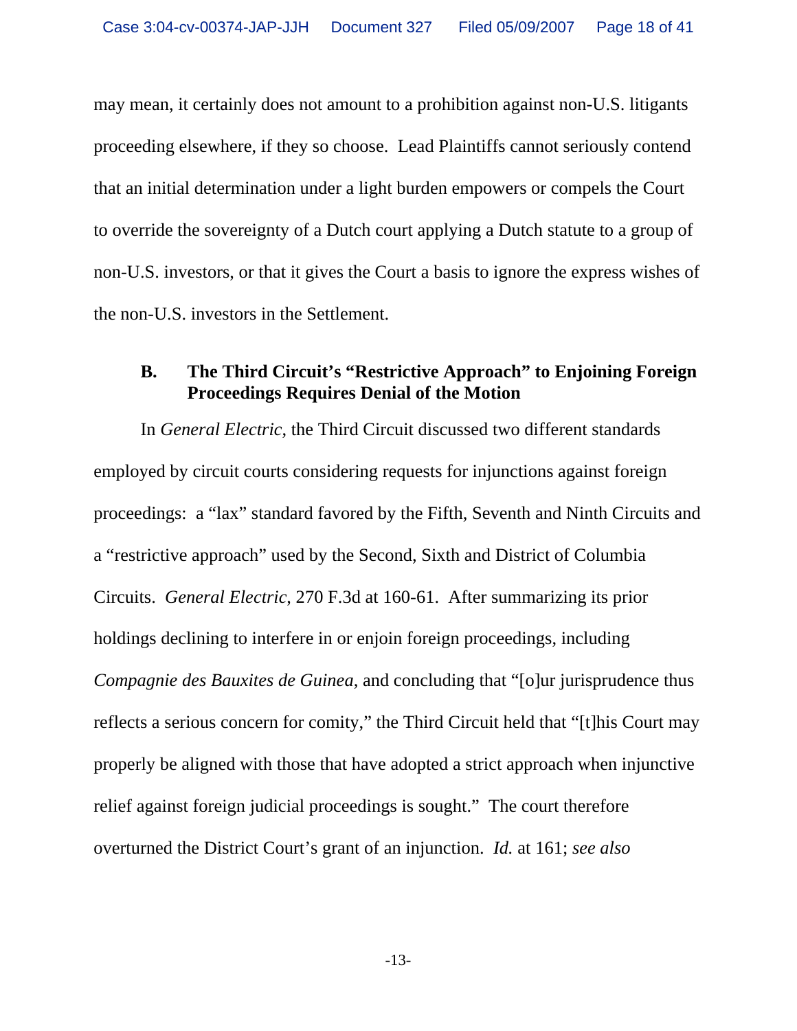may mean, it certainly does not amount to a prohibition against non-U.S. litigants proceeding elsewhere, if they so choose. Lead Plaintiffs cannot seriously contend that an initial determination under a light burden empowers or compels the Court to override the sovereignty of a Dutch court applying a Dutch statute to a group of non-U.S. investors, or that it gives the Court a basis to ignore the express wishes of the non-U.S. investors in the Settlement.

### B. The Third Circuit's "Restrictive Approach" to Enjoining Foreign Proceedings Requires Denial of the Motion

In *General Electric*, the Third Circuit discussed two different standards employed by circuit courts considering requests for injunctions against foreign proceedings: a "lax" standard favored by the Fifth, Seventh and Ninth Circuits and a "restrictive approach" used by the Second, Sixth and District of Columbia Circuits. *General Electric*, 270 F.3d at 160-61. After summarizing its prior holdings declining to interfere in or enjoin foreign proceedings, including *Compagnie des Bauxites de Guinea*, and concluding that "[o]ur jurisprudence thus reflects a serious concern for comity," the Third Circuit held that "[t]his Court may properly be aligned with those that have adopted a strict approach when injunctive relief against foreign judicial proceedings is sought." The court therefore overturned the District Court's grant of an injunction. *Id.* at 161; *see also*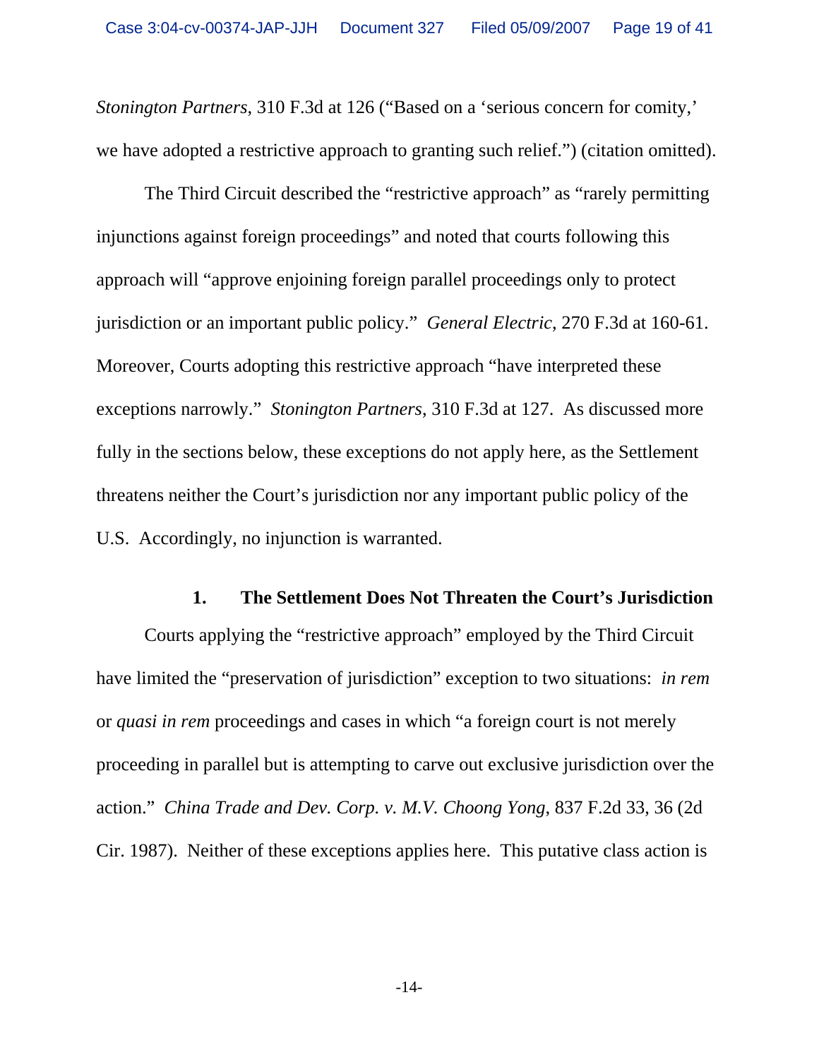*Stonington Partners*, 310 F.3d at 126 ("Based on a 'serious concern for comity,' we have adopted a restrictive approach to granting such relief.") (citation omitted).

The Third Circuit described the "restrictive approach" as "rarely permitting injunctions against foreign proceedings" and noted that courts following this approach will "approve enjoining foreign parallel proceedings only to protect jurisdiction or an important public policy." *General Electric*, 270 F.3d at 160-61. Moreover, Courts adopting this restrictive approach "have interpreted these exceptions narrowly." *Stonington Partners*, 310 F.3d at 127. As discussed more fully in the sections below, these exceptions do not apply here, as the Settlement threatens neither the Court's jurisdiction nor any important public policy of the U.S. Accordingly, no injunction is warranted.

### 1. The Settlement Does Not Threaten the Court's Jurisdiction

Courts applying the "restrictive approach" employed by the Third Circuit have limited the "preservation of jurisdiction" exception to two situations: *in rem* or *quasi in rem* proceedings and cases in which "a foreign court is not merely proceeding in parallel but is attempting to carve out exclusive jurisdiction over the action." *China Trade and Dev. Corp. v. M.V. Choong Yong*, 837 F.2d 33, 36 (2d Cir. 1987). Neither of these exceptions applies here. This putative class action is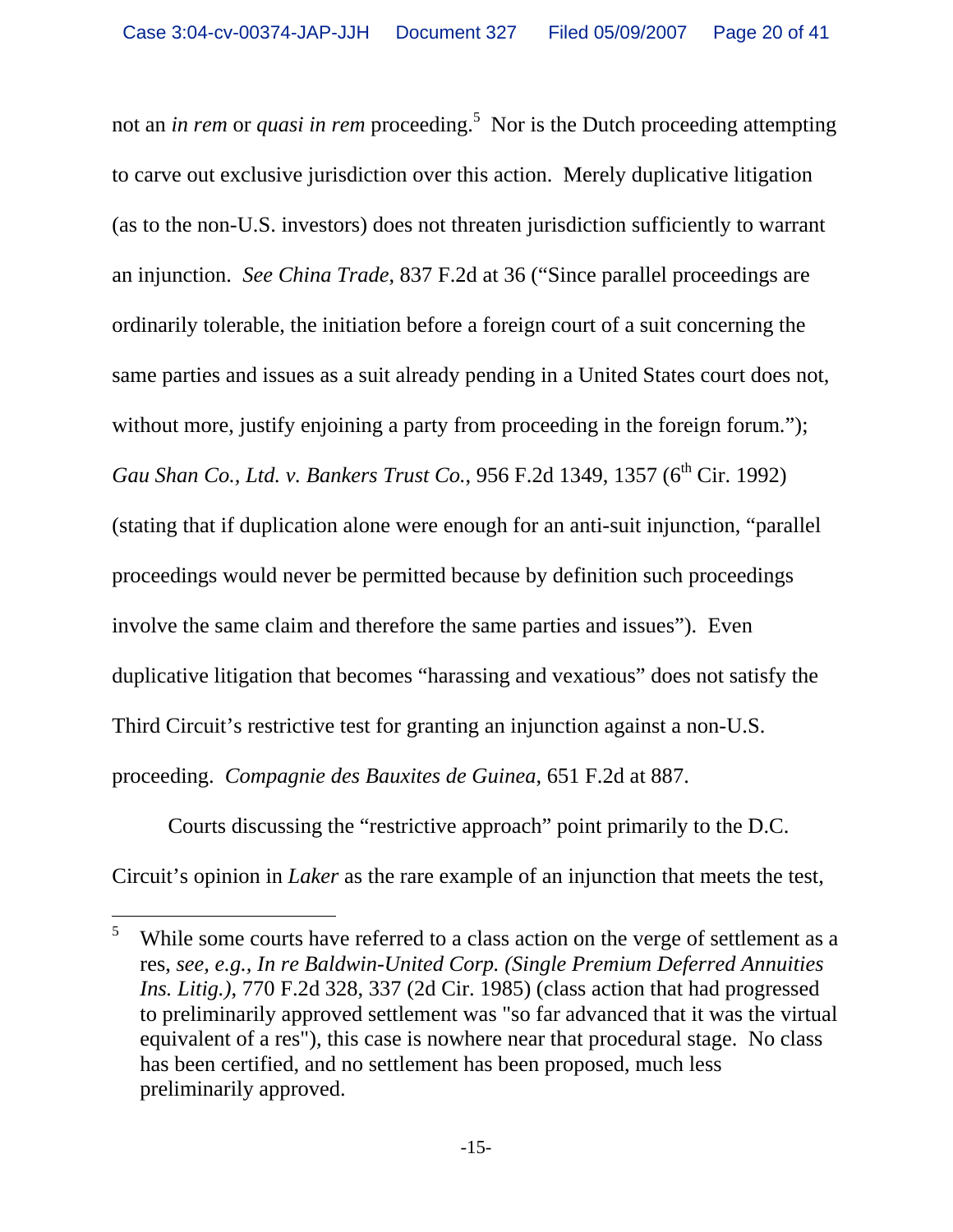not an *in rem* or *quasi in rem* proceeding.[5] Nor is the Dutch proceeding attempting to carve out exclusive jurisdiction over this action. Merely duplicative litigation (as to the non-U.S. investors) does not threaten jurisdiction sufficiently to warrant an injunction. *See China Trade*, 837 F.2d at 36 ("Since parallel proceedings are ordinarily tolerable, the initiation before a foreign court of a suit concerning the same parties and issues as a suit already pending in a United States court does not, without more, justify enjoining a party from proceeding in the foreign forum."); *Gau Shan Co., Ltd. v. Bankers Trust Co.*, 956 F.2d 1349, 1357 (6th Cir. 1992) (stating that if duplication alone were enough for an anti-suit injunction, "parallel proceedings would never be permitted because by definition such proceedings involve the same claim and therefore the same parties and issues"). Even duplicative litigation that becomes "harassing and vexatious" does not satisfy the Third Circuit's restrictive test for granting an injunction against a non-U.S. proceeding. *Compagnie des Bauxites de Guinea*, 651 F.2d at 887.

Courts discussing the "restrictive approach" point primarily to the D.C. Circuit's opinion in *Laker* as the rare example of an injunction that meets the test,

---

[5] While some courts have referred to a class action on the verge of settlement as a res, *see, e.g., In re Baldwin-United Corp. (Single Premium Deferred Annuities Ins. Litig.)*, 770 F.2d 328, 337 (2d Cir. 1985) (class action that had progressed to preliminarily approved settlement was "so far advanced that it was the virtual equivalent of a res"), this case is nowhere near that procedural stage. No class has been certified, and no settlement has been proposed, much less preliminarily approved.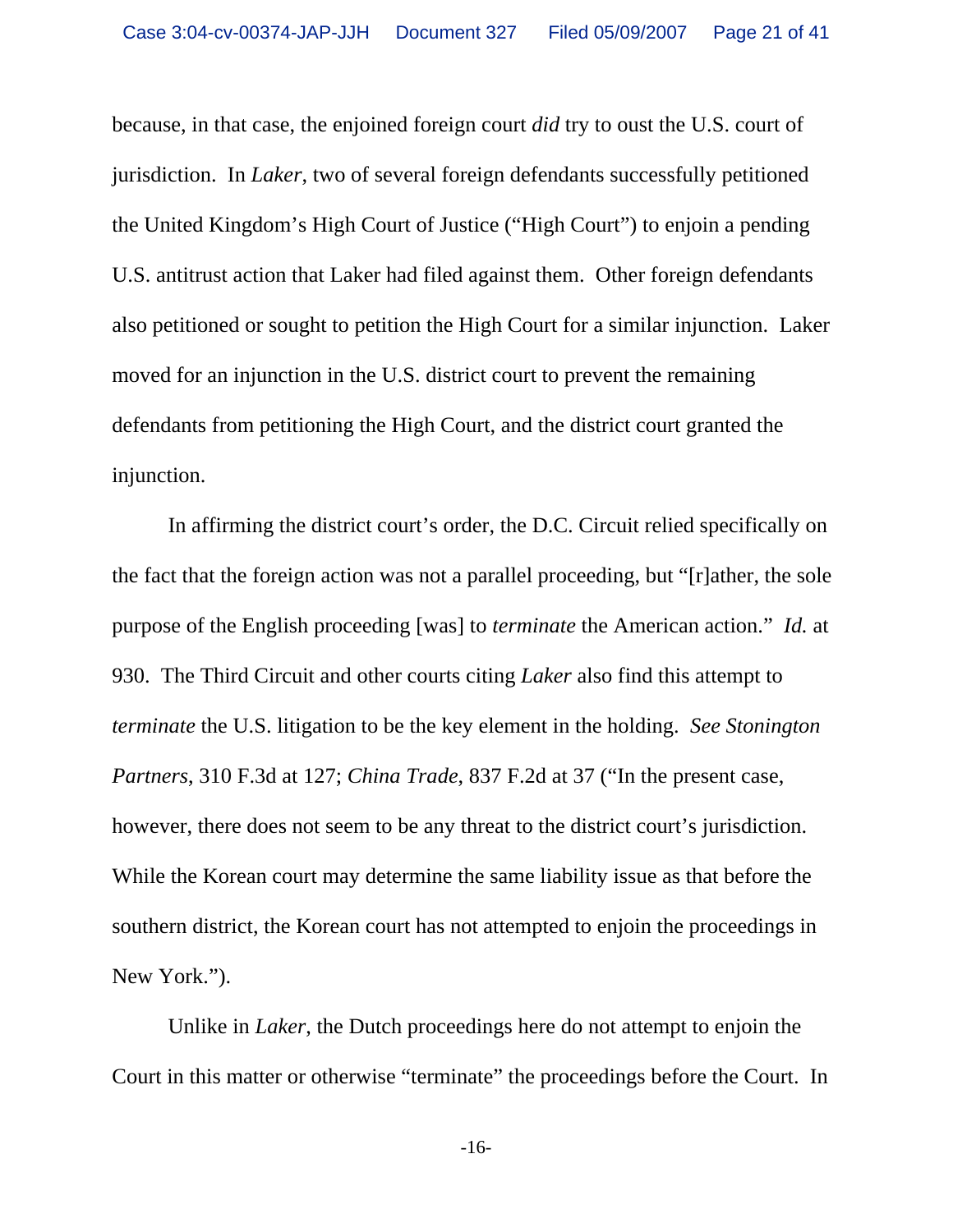because, in that case, the enjoined foreign court *did* try to oust the U.S. court of jurisdiction. In *Laker*, two of several foreign defendants successfully petitioned the United Kingdom's High Court of Justice ("High Court") to enjoin a pending U.S. antitrust action that Laker had filed against them. Other foreign defendants also petitioned or sought to petition the High Court for a similar injunction. Laker moved for an injunction in the U.S. district court to prevent the remaining defendants from petitioning the High Court, and the district court granted the injunction.

In affirming the district court's order, the D.C. Circuit relied specifically on the fact that the foreign action was not a parallel proceeding, but "[r]ather, the sole purpose of the English proceeding [was] to *terminate* the American action." *Id.* at 930. The Third Circuit and other courts citing *Laker* also find this attempt to *terminate* the U.S. litigation to be the key element in the holding. *See Stonington Partners*, 310 F.3d at 127; *China Trade*, 837 F.2d at 37 ("In the present case, however, there does not seem to be any threat to the district court's jurisdiction. While the Korean court may determine the same liability issue as that before the southern district, the Korean court has not attempted to enjoin the proceedings in New York.").

Unlike in *Laker*, the Dutch proceedings here do not attempt to enjoin the Court in this matter or otherwise "terminate" the proceedings before the Court. In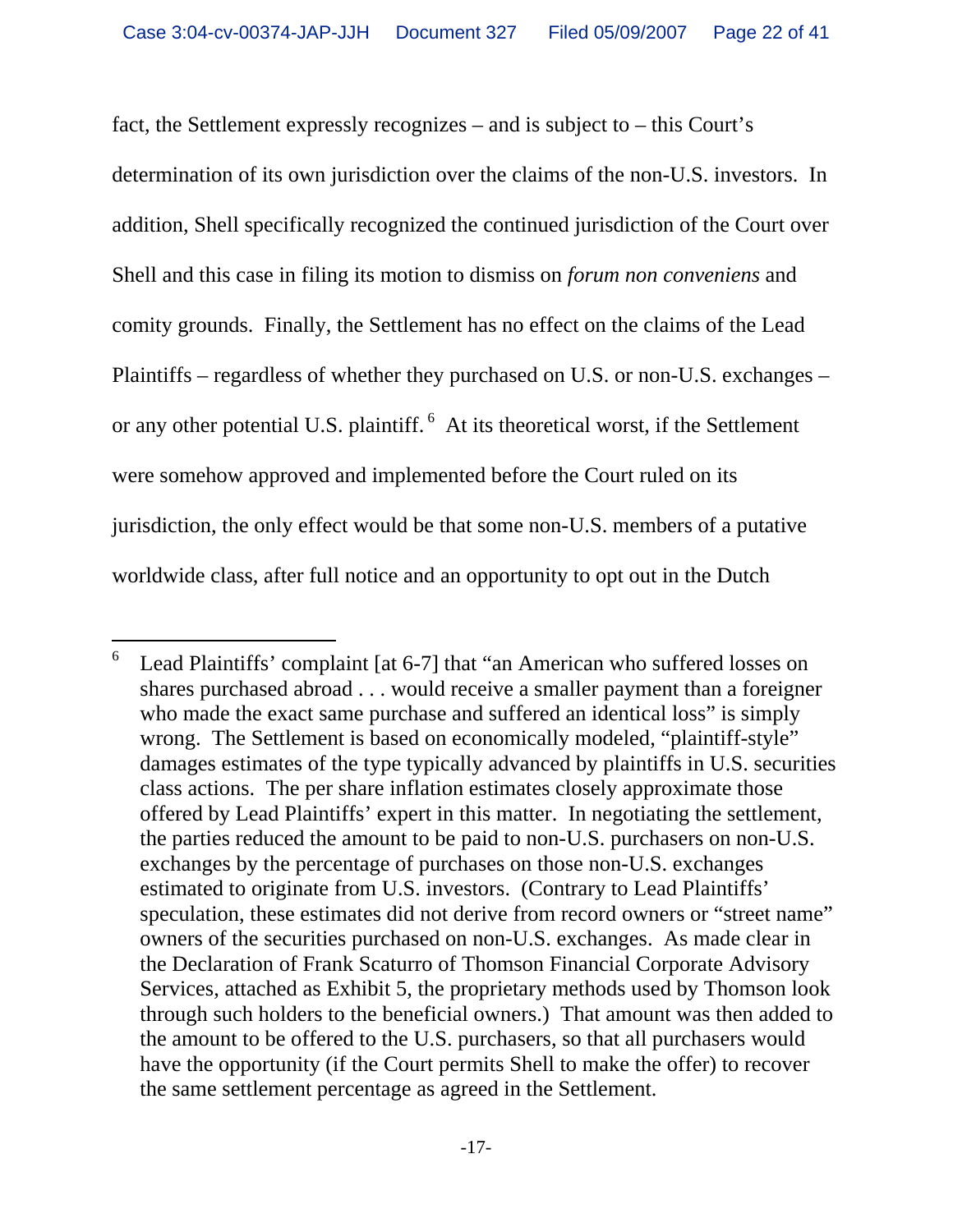fact, the Settlement expressly recognizes – and is subject to – this Court's determination of its own jurisdiction over the claims of the non-U.S. investors. In addition, Shell specifically recognized the continued jurisdiction of the Court over Shell and this case in filing its motion to dismiss on *forum non conveniens* and comity grounds. Finally, the Settlement has no effect on the claims of the Lead Plaintiffs – regardless of whether they purchased on U.S. or non-U.S. exchanges – or any other potential U.S. plaintiff.[6] At its theoretical worst, if the Settlement were somehow approved and implemented before the Court ruled on its jurisdiction, the only effect would be that some non-U.S. members of a putative worldwide class, after full notice and an opportunity to opt out in the Dutch

---

[6] Lead Plaintiffs' complaint [at 6-7] that "an American who suffered losses on shares purchased abroad . . . would receive a smaller payment than a foreigner who made the exact same purchase and suffered an identical loss" is simply wrong. The Settlement is based on economically modeled, "plaintiff-style" damages estimates of the type typically advanced by plaintiffs in U.S. securities class actions. The per share inflation estimates closely approximate those offered by Lead Plaintiffs' expert in this matter. In negotiating the settlement, the parties reduced the amount to be paid to non-U.S. purchasers on non-U.S. exchanges by the percentage of purchases on those non-U.S. exchanges estimated to originate from U.S. investors. (Contrary to Lead Plaintiffs' speculation, these estimates did not derive from record owners or "street name" owners of the securities purchased on non-U.S. exchanges. As made clear in the Declaration of Frank Scaturro of Thomson Financial Corporate Advisory Services, attached as Exhibit 5, the proprietary methods used by Thomson look through such holders to the beneficial owners.) That amount was then added to the amount to be offered to the U.S. purchasers, so that all purchasers would have the opportunity (if the Court permits Shell to make the offer) to recover the same settlement percentage as agreed in the Settlement.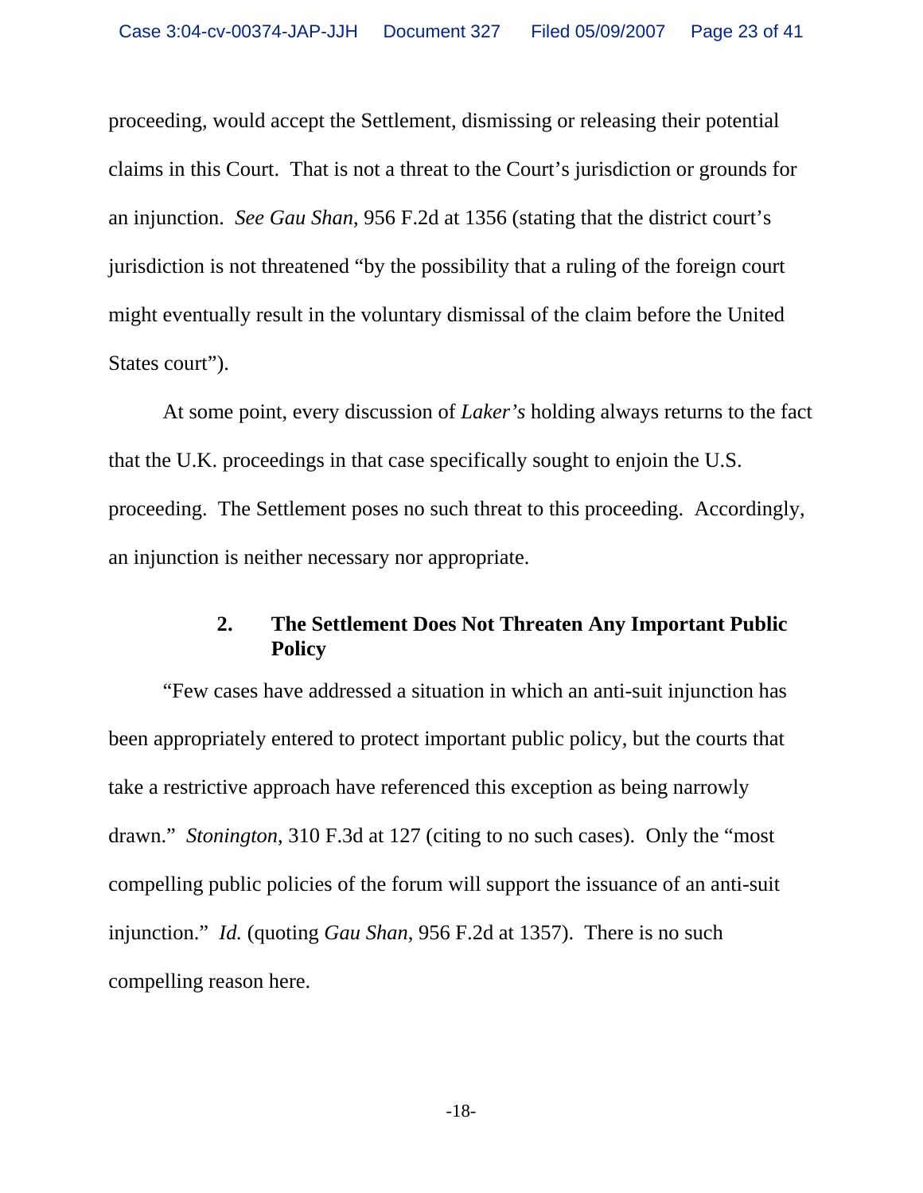proceeding, would accept the Settlement, dismissing or releasing their potential claims in this Court. That is not a threat to the Court's jurisdiction or grounds for an injunction. *See Gau Shan*, 956 F.2d at 1356 (stating that the district court's jurisdiction is not threatened "by the possibility that a ruling of the foreign court might eventually result in the voluntary dismissal of the claim before the United States court").

At some point, every discussion of *Laker's* holding always returns to the fact that the U.K. proceedings in that case specifically sought to enjoin the U.S. proceeding. The Settlement poses no such threat to this proceeding. Accordingly, an injunction is neither necessary nor appropriate.

### 2. The Settlement Does Not Threaten Any Important Public Policy

"Few cases have addressed a situation in which an anti-suit injunction has been appropriately entered to protect important public policy, but the courts that take a restrictive approach have referenced this exception as being narrowly drawn." *Stonington*, 310 F.3d at 127 (citing to no such cases). Only the "most compelling public policies of the forum will support the issuance of an anti-suit injunction." *Id.* (quoting *Gau Shan*, 956 F.2d at 1357). There is no such compelling reason here.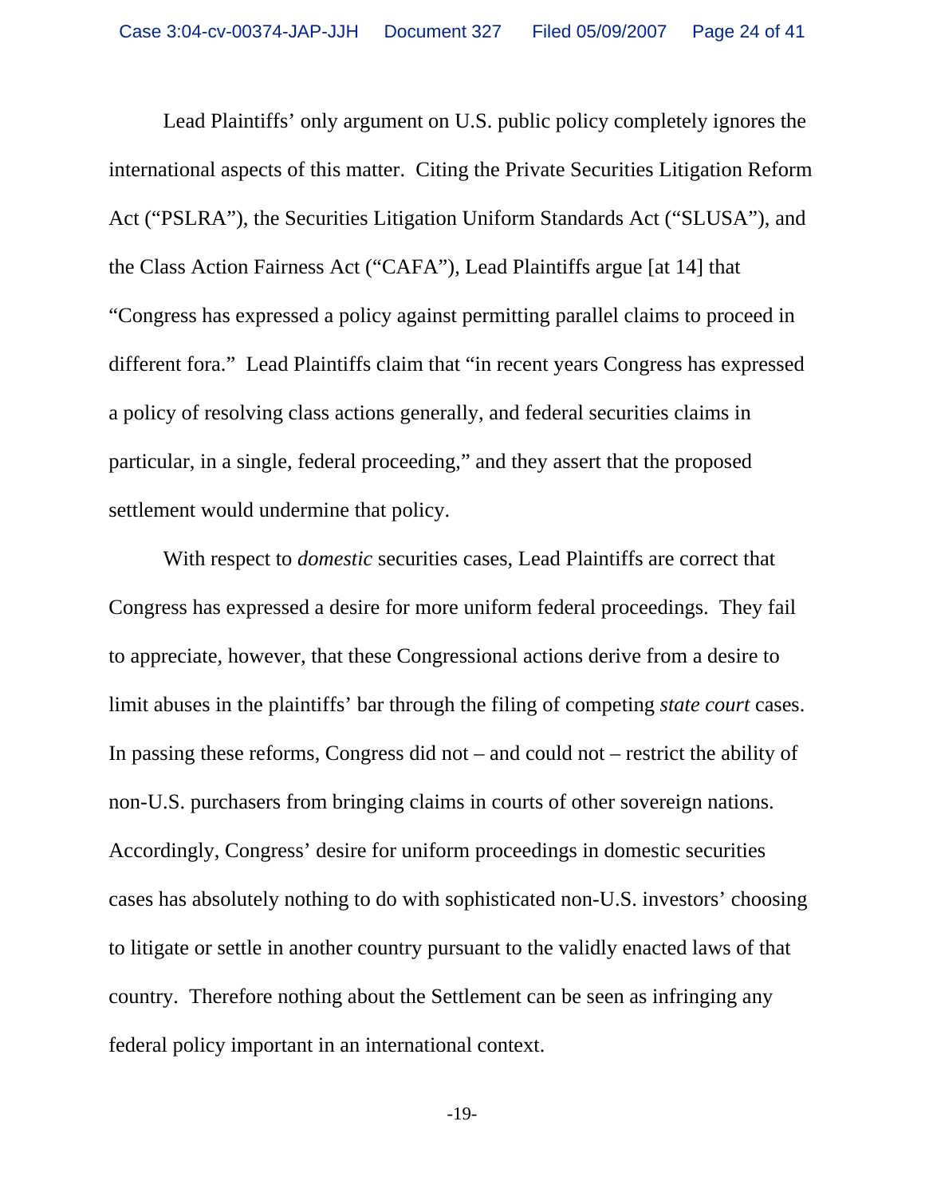Lead Plaintiffs' only argument on U.S. public policy completely ignores the international aspects of this matter. Citing the Private Securities Litigation Reform Act ("PSLRA"), the Securities Litigation Uniform Standards Act ("SLUSA"), and the Class Action Fairness Act ("CAFA"), Lead Plaintiffs argue [at 14] that "Congress has expressed a policy against permitting parallel claims to proceed in different fora." Lead Plaintiffs claim that "in recent years Congress has expressed a policy of resolving class actions generally, and federal securities claims in particular, in a single, federal proceeding," and they assert that the proposed settlement would undermine that policy.

With respect to *domestic* securities cases, Lead Plaintiffs are correct that Congress has expressed a desire for more uniform federal proceedings. They fail to appreciate, however, that these Congressional actions derive from a desire to limit abuses in the plaintiffs' bar through the filing of competing *state court* cases. In passing these reforms, Congress did not – and could not – restrict the ability of non-U.S. purchasers from bringing claims in courts of other sovereign nations. Accordingly, Congress' desire for uniform proceedings in domestic securities cases has absolutely nothing to do with sophisticated non-U.S. investors' choosing to litigate or settle in another country pursuant to the validly enacted laws of that country. Therefore nothing about the Settlement can be seen as infringing any federal policy important in an international context.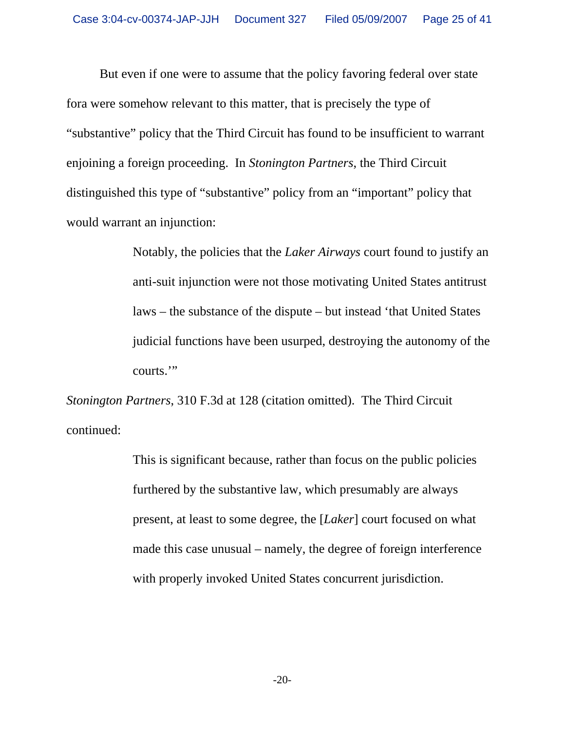But even if one were to assume that the policy favoring federal over state fora were somehow relevant to this matter, that is precisely the type of "substantive" policy that the Third Circuit has found to be insufficient to warrant enjoining a foreign proceeding. In *Stonington Partners*, the Third Circuit distinguished this type of "substantive" policy from an "important" policy that would warrant an injunction:

> Notably, the policies that the *Laker Airways* court found to justify an anti-suit injunction were not those motivating United States antitrust laws – the substance of the dispute – but instead 'that United States judicial functions have been usurped, destroying the autonomy of the courts.'"

*Stonington Partners*, 310 F.3d at 128 (citation omitted). The Third Circuit continued:

> This is significant because, rather than focus on the public policies furthered by the substantive law, which presumably are always present, at least to some degree, the [*Laker*] court focused on what made this case unusual – namely, the degree of foreign interference with properly invoked United States concurrent jurisdiction.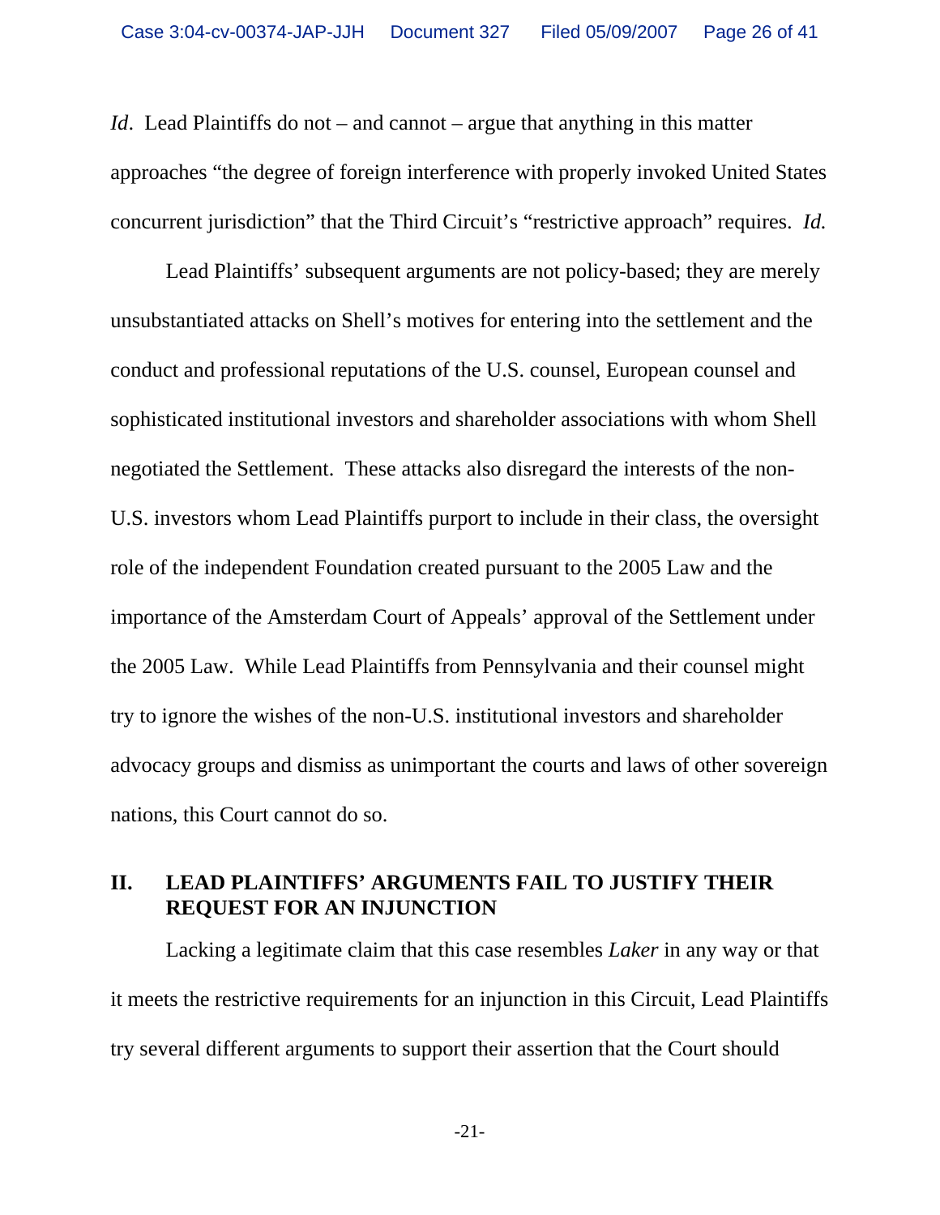*Id*. Lead Plaintiffs do not – and cannot – argue that anything in this matter approaches "the degree of foreign interference with properly invoked United States concurrent jurisdiction" that the Third Circuit's "restrictive approach" requires. *Id.*

Lead Plaintiffs' subsequent arguments are not policy-based; they are merely unsubstantiated attacks on Shell's motives for entering into the settlement and the conduct and professional reputations of the U.S. counsel, European counsel and sophisticated institutional investors and shareholder associations with whom Shell negotiated the Settlement. These attacks also disregard the interests of the non-U.S. investors whom Lead Plaintiffs purport to include in their class, the oversight role of the independent Foundation created pursuant to the 2005 Law and the importance of the Amsterdam Court of Appeals' approval of the Settlement under the 2005 Law. While Lead Plaintiffs from Pennsylvania and their counsel might try to ignore the wishes of the non-U.S. institutional investors and shareholder advocacy groups and dismiss as unimportant the courts and laws of other sovereign nations, this Court cannot do so.

## II. LEAD PLAINTIFFS' ARGUMENTS FAIL TO JUSTIFY THEIR REQUEST FOR AN INJUNCTION

Lacking a legitimate claim that this case resembles *Laker* in any way or that it meets the restrictive requirements for an injunction in this Circuit, Lead Plaintiffs try several different arguments to support their assertion that the Court should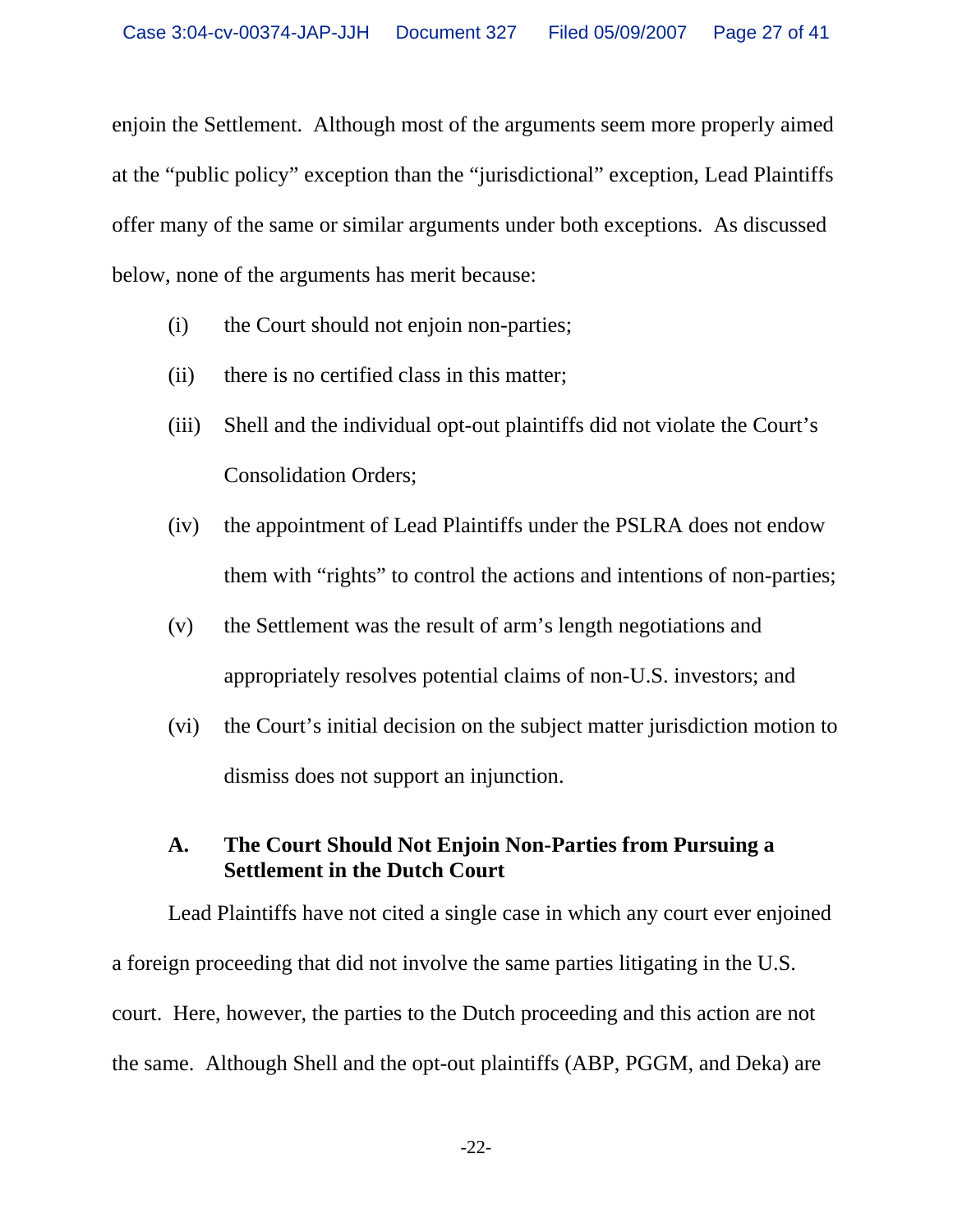enjoin the Settlement. Although most of the arguments seem more properly aimed at the "public policy" exception than the "jurisdictional" exception, Lead Plaintiffs offer many of the same or similar arguments under both exceptions. As discussed below, none of the arguments has merit because:

(i) the Court should not enjoin non-parties;

(ii) there is no certified class in this matter;

(iii) Shell and the individual opt-out plaintiffs did not violate the Court's Consolidation Orders;

(iv) the appointment of Lead Plaintiffs under the PSLRA does not endow them with "rights" to control the actions and intentions of non-parties;

(v) the Settlement was the result of arm's length negotiations and appropriately resolves potential claims of non-U.S. investors; and

(vi) the Court's initial decision on the subject matter jurisdiction motion to dismiss does not support an injunction.

### A. The Court Should Not Enjoin Non-Parties from Pursuing a Settlement in the Dutch Court

Lead Plaintiffs have not cited a single case in which any court ever enjoined a foreign proceeding that did not involve the same parties litigating in the U.S. court. Here, however, the parties to the Dutch proceeding and this action are not the same. Although Shell and the opt-out plaintiffs (ABP, PGGM, and Deka) are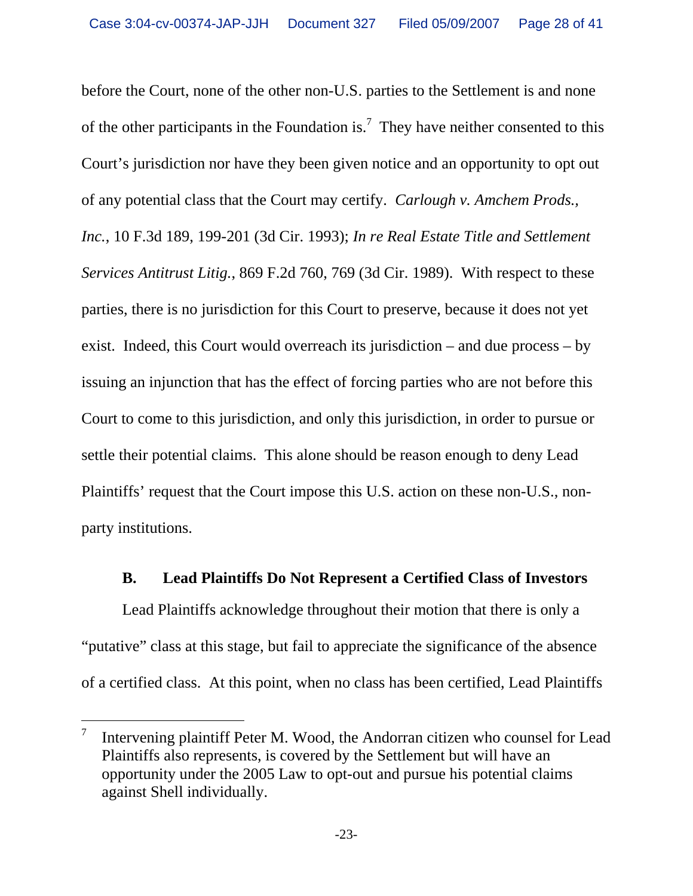before the Court, none of the other non-U.S. parties to the Settlement is and none of the other participants in the Foundation is.[7] They have neither consented to this Court's jurisdiction nor have they been given notice and an opportunity to opt out of any potential class that the Court may certify. *Carlough v. Amchem Prods., Inc.*, 10 F.3d 189, 199-201 (3d Cir. 1993); *In re Real Estate Title and Settlement Services Antitrust Litig.*, 869 F.2d 760, 769 (3d Cir. 1989). With respect to these parties, there is no jurisdiction for this Court to preserve, because it does not yet exist. Indeed, this Court would overreach its jurisdiction – and due process – by issuing an injunction that has the effect of forcing parties who are not before this Court to come to this jurisdiction, and only this jurisdiction, in order to pursue or settle their potential claims. This alone should be reason enough to deny Lead Plaintiffs' request that the Court impose this U.S. action on these non-U.S., non-party institutions.

### B. Lead Plaintiffs Do Not Represent a Certified Class of Investors

Lead Plaintiffs acknowledge throughout their motion that there is only a "putative" class at this stage, but fail to appreciate the significance of the absence of a certified class. At this point, when no class has been certified, Lead Plaintiffs

---

[7] Intervening plaintiff Peter M. Wood, the Andorran citizen who counsel for Lead Plaintiffs also represents, is covered by the Settlement but will have an opportunity under the 2005 Law to opt-out and pursue his potential claims against Shell individually.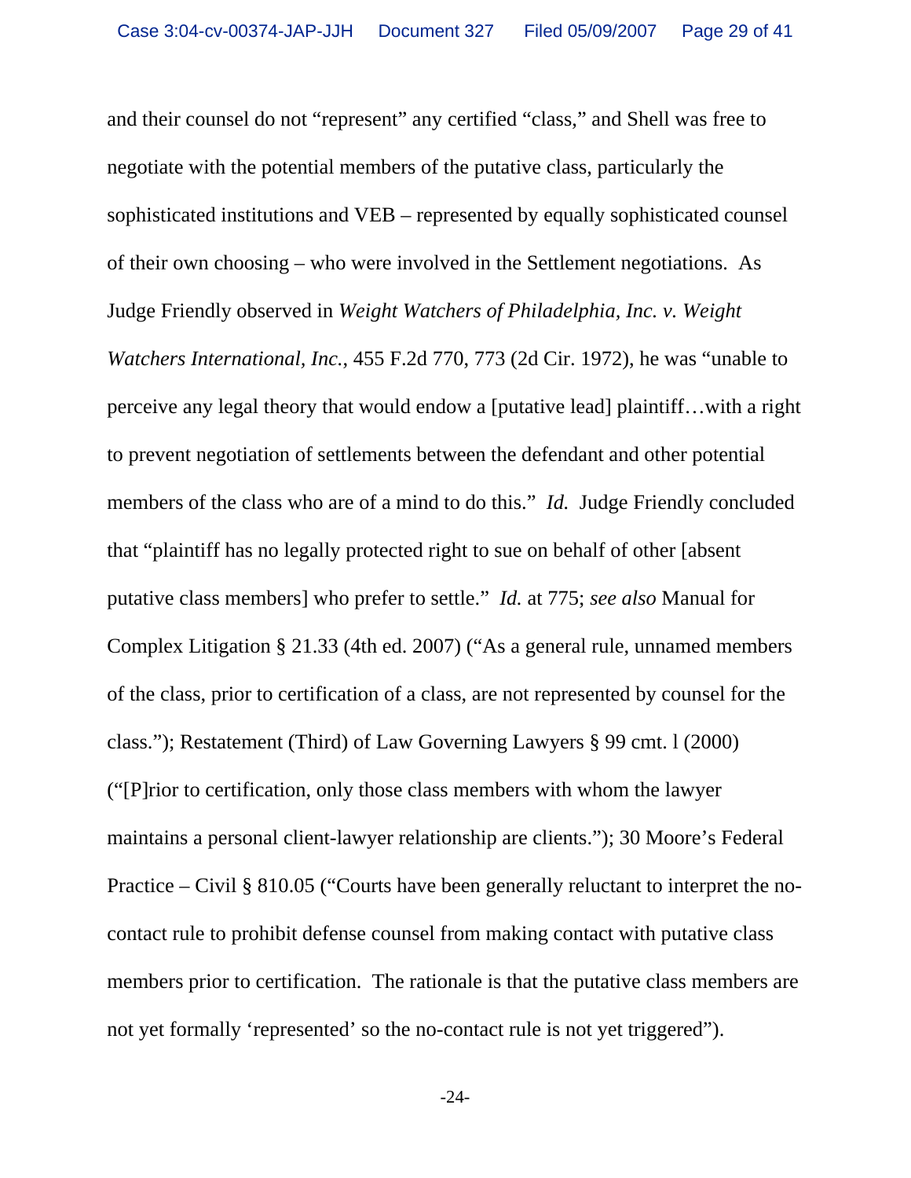and their counsel do not "represent" any certified "class," and Shell was free to negotiate with the potential members of the putative class, particularly the sophisticated institutions and VEB – represented by equally sophisticated counsel of their own choosing – who were involved in the Settlement negotiations. As Judge Friendly observed in *Weight Watchers of Philadelphia, Inc. v. Weight Watchers International, Inc.*, 455 F.2d 770, 773 (2d Cir. 1972), he was "unable to perceive any legal theory that would endow a [putative lead] plaintiff…with a right to prevent negotiation of settlements between the defendant and other potential members of the class who are of a mind to do this." *Id.* Judge Friendly concluded that "plaintiff has no legally protected right to sue on behalf of other [absent putative class members] who prefer to settle." *Id.* at 775; *see also* Manual for Complex Litigation § 21.33 (4th ed. 2007) ("As a general rule, unnamed members of the class, prior to certification of a class, are not represented by counsel for the class."); Restatement (Third) of Law Governing Lawyers § 99 cmt. l (2000) ("[P]rior to certification, only those class members with whom the lawyer maintains a personal client-lawyer relationship are clients."); 30 Moore's Federal Practice – Civil § 810.05 ("Courts have been generally reluctant to interpret the no-contact rule to prohibit defense counsel from making contact with putative class members prior to certification. The rationale is that the putative class members are not yet formally 'represented' so the no-contact rule is not yet triggered").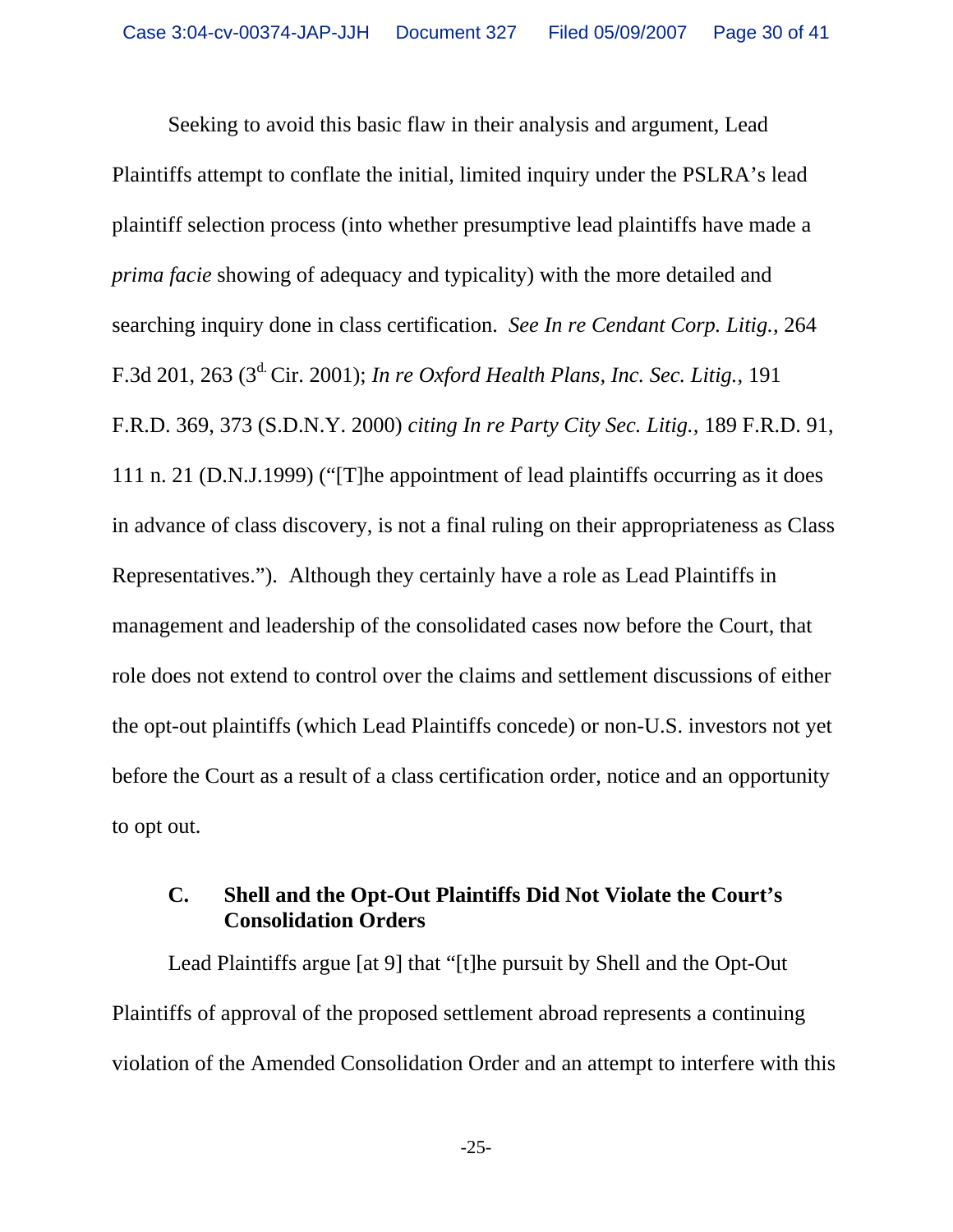Seeking to avoid this basic flaw in their analysis and argument, Lead Plaintiffs attempt to conflate the initial, limited inquiry under the PSLRA's lead plaintiff selection process (into whether presumptive lead plaintiffs have made a *prima facie* showing of adequacy and typicality) with the more detailed and searching inquiry done in class certification. *See In re Cendant Corp. Litig.*, 264 F.3d 201, 263 (3d. Cir. 2001); *In re Oxford Health Plans, Inc. Sec. Litig.*, 191 F.R.D. 369, 373 (S.D.N.Y. 2000) *citing In re Party City Sec. Litig.*, 189 F.R.D. 91, 111 n. 21 (D.N.J.1999) ("[T]he appointment of lead plaintiffs occurring as it does in advance of class discovery, is not a final ruling on their appropriateness as Class Representatives."). Although they certainly have a role as Lead Plaintiffs in management and leadership of the consolidated cases now before the Court, that role does not extend to control over the claims and settlement discussions of either the opt-out plaintiffs (which Lead Plaintiffs concede) or non-U.S. investors not yet before the Court as a result of a class certification order, notice and an opportunity to opt out.

### C. Shell and the Opt-Out Plaintiffs Did Not Violate the Court's Consolidation Orders

Lead Plaintiffs argue [at 9] that "[t]he pursuit by Shell and the Opt-Out Plaintiffs of approval of the proposed settlement abroad represents a continuing violation of the Amended Consolidation Order and an attempt to interfere with this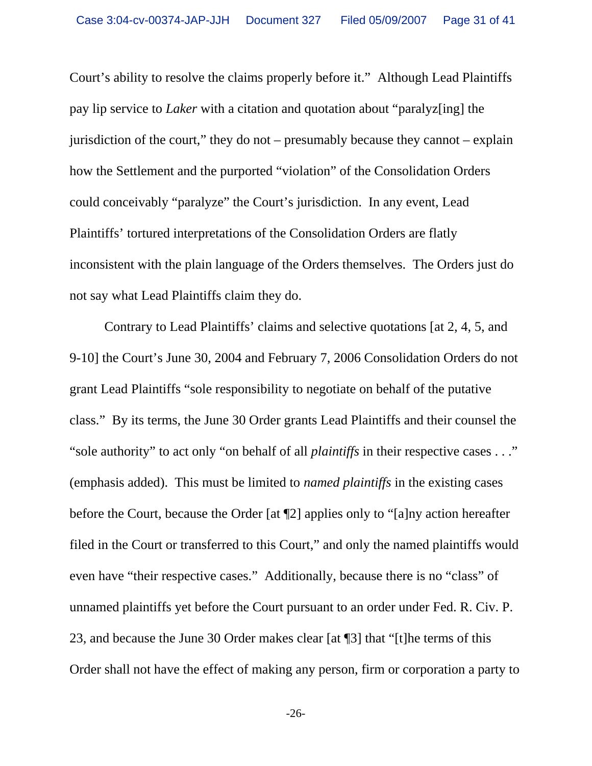Court's ability to resolve the claims properly before it." Although Lead Plaintiffs pay lip service to *Laker* with a citation and quotation about "paralyz[ing] the jurisdiction of the court," they do not – presumably because they cannot – explain how the Settlement and the purported "violation" of the Consolidation Orders could conceivably "paralyze" the Court's jurisdiction. In any event, Lead Plaintiffs' tortured interpretations of the Consolidation Orders are flatly inconsistent with the plain language of the Orders themselves. The Orders just do not say what Lead Plaintiffs claim they do.

Contrary to Lead Plaintiffs' claims and selective quotations [at 2, 4, 5, and 9-10] the Court's June 30, 2004 and February 7, 2006 Consolidation Orders do not grant Lead Plaintiffs "sole responsibility to negotiate on behalf of the putative class." By its terms, the June 30 Order grants Lead Plaintiffs and their counsel the "sole authority" to act only "on behalf of all *plaintiffs* in their respective cases . . ." (emphasis added). This must be limited to *named plaintiffs* in the existing cases before the Court, because the Order [at ¶2] applies only to "[a]ny action hereafter filed in the Court or transferred to this Court," and only the named plaintiffs would even have "their respective cases." Additionally, because there is no "class" of unnamed plaintiffs yet before the Court pursuant to an order under Fed. R. Civ. P. 23, and because the June 30 Order makes clear [at ¶3] that "[t]he terms of this Order shall not have the effect of making any person, firm or corporation a party to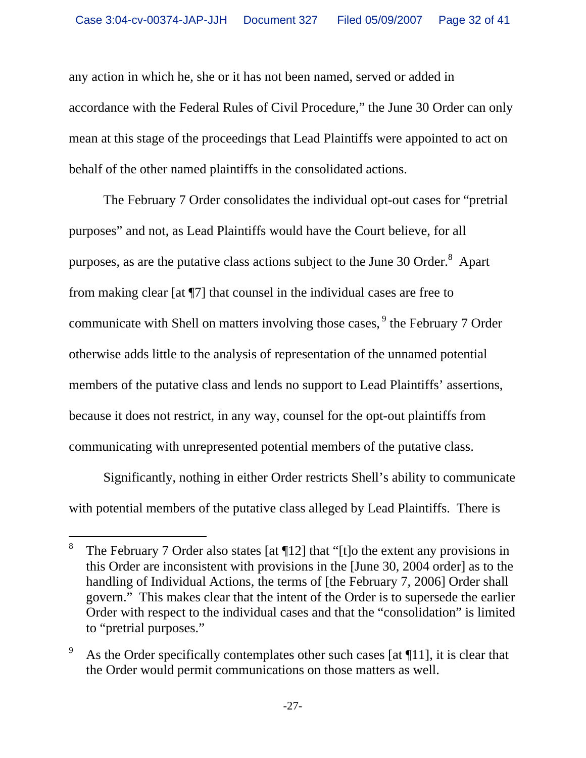any action in which he, she or it has not been named, served or added in accordance with the Federal Rules of Civil Procedure," the June 30 Order can only mean at this stage of the proceedings that Lead Plaintiffs were appointed to act on behalf of the other named plaintiffs in the consolidated actions.

The February 7 Order consolidates the individual opt-out cases for "pretrial purposes" and not, as Lead Plaintiffs would have the Court believe, for all purposes, as are the putative class actions subject to the June 30 Order.[8] Apart from making clear [at ¶7] that counsel in the individual cases are free to communicate with Shell on matters involving those cases,[9] the February 7 Order otherwise adds little to the analysis of representation of the unnamed potential members of the putative class and lends no support to Lead Plaintiffs' assertions, because it does not restrict, in any way, counsel for the opt-out plaintiffs from communicating with unrepresented potential members of the putative class.

Significantly, nothing in either Order restricts Shell's ability to communicate with potential members of the putative class alleged by Lead Plaintiffs. There is

---

[8] The February 7 Order also states [at ¶12] that "[t]o the extent any provisions in this Order are inconsistent with provisions in the [June 30, 2004 order] as to the handling of Individual Actions, the terms of [the February 7, 2006] Order shall govern." This makes clear that the intent of the Order is to supersede the earlier Order with respect to the individual cases and that the "consolidation" is limited to "pretrial purposes."

[9] As the Order specifically contemplates other such cases [at ¶11], it is clear that the Order would permit communications on those matters as well.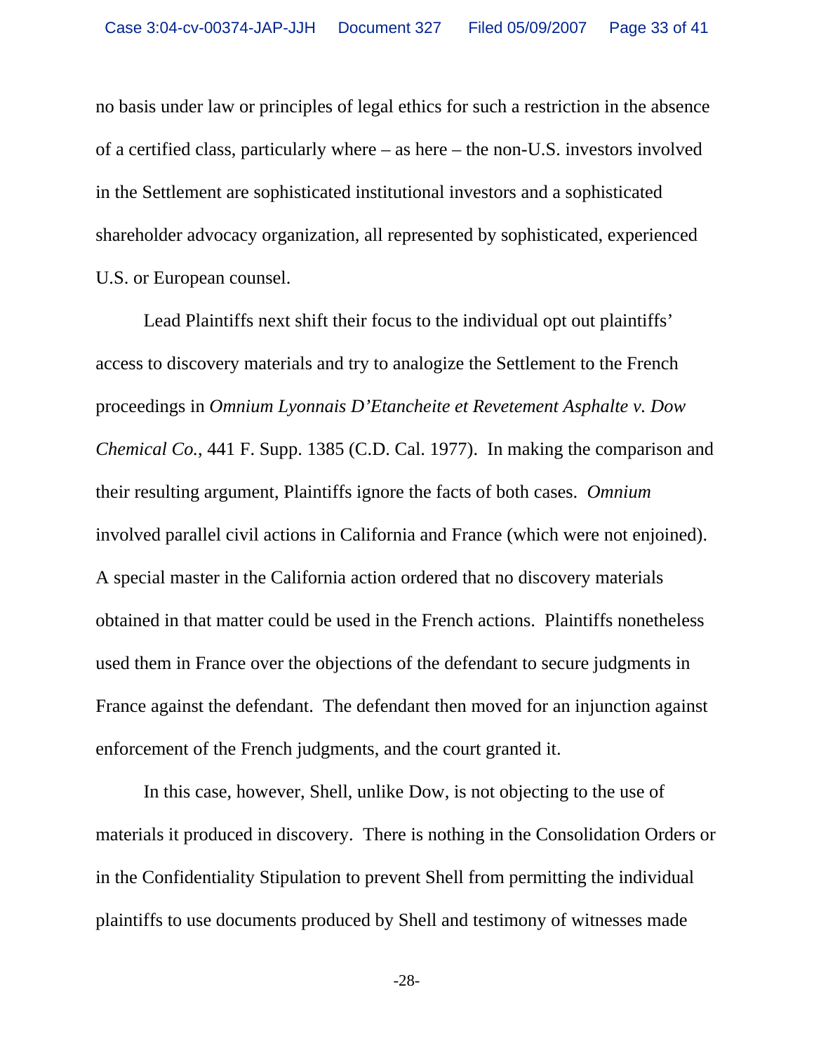no basis under law or principles of legal ethics for such a restriction in the absence of a certified class, particularly where – as here – the non-U.S. investors involved in the Settlement are sophisticated institutional investors and a sophisticated shareholder advocacy organization, all represented by sophisticated, experienced U.S. or European counsel.

Lead Plaintiffs next shift their focus to the individual opt out plaintiffs' access to discovery materials and try to analogize the Settlement to the French proceedings in *Omnium Lyonnais D'Etancheite et Revetement Asphalte v. Dow Chemical Co.*, 441 F. Supp. 1385 (C.D. Cal. 1977). In making the comparison and their resulting argument, Plaintiffs ignore the facts of both cases. *Omnium* involved parallel civil actions in California and France (which were not enjoined). A special master in the California action ordered that no discovery materials obtained in that matter could be used in the French actions. Plaintiffs nonetheless used them in France over the objections of the defendant to secure judgments in France against the defendant. The defendant then moved for an injunction against enforcement of the French judgments, and the court granted it.

In this case, however, Shell, unlike Dow, is not objecting to the use of materials it produced in discovery. There is nothing in the Consolidation Orders or in the Confidentiality Stipulation to prevent Shell from permitting the individual plaintiffs to use documents produced by Shell and testimony of witnesses made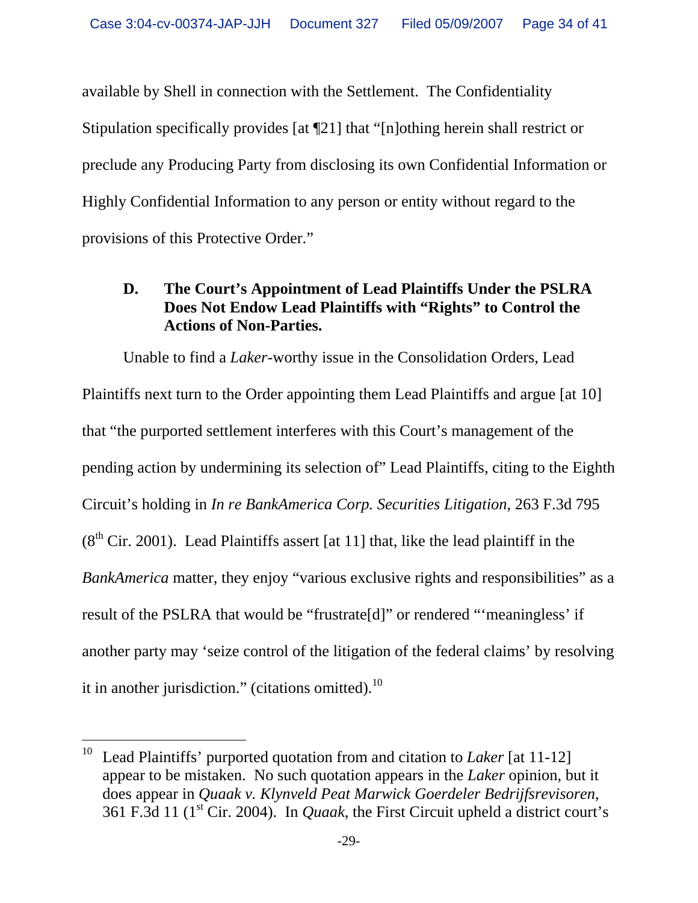available by Shell in connection with the Settlement. The Confidentiality Stipulation specifically provides [at ¶21] that "[n]othing herein shall restrict or preclude any Producing Party from disclosing its own Confidential Information or Highly Confidential Information to any person or entity without regard to the provisions of this Protective Order."

### D. The Court's Appointment of Lead Plaintiffs Under the PSLRA Does Not Endow Lead Plaintiffs with "Rights" to Control the Actions of Non-Parties.

Unable to find a *Laker*-worthy issue in the Consolidation Orders, Lead Plaintiffs next turn to the Order appointing them Lead Plaintiffs and argue [at 10] that "the purported settlement interferes with this Court's management of the pending action by undermining its selection of" Lead Plaintiffs, citing to the Eighth Circuit's holding in *In re BankAmerica Corp. Securities Litigation*, 263 F.3d 795 (8th Cir. 2001). Lead Plaintiffs assert [at 11] that, like the lead plaintiff in the *BankAmerica* matter, they enjoy "various exclusive rights and responsibilities" as a result of the PSLRA that would be "frustrate[d]" or rendered "'meaningless' if another party may 'seize control of the litigation of the federal claims' by resolving it in another jurisdiction." (citations omitted).[10]

---

[10] Lead Plaintiffs' purported quotation from and citation to *Laker* [at 11-12] appear to be mistaken. No such quotation appears in the *Laker* opinion, but it does appear in *Quaak v. Klynveld Peat Marwick Goerdeler Bedrijfsrevisoren*, 361 F.3d 11 (1st Cir. 2004). In *Quaak*, the First Circuit upheld a district court's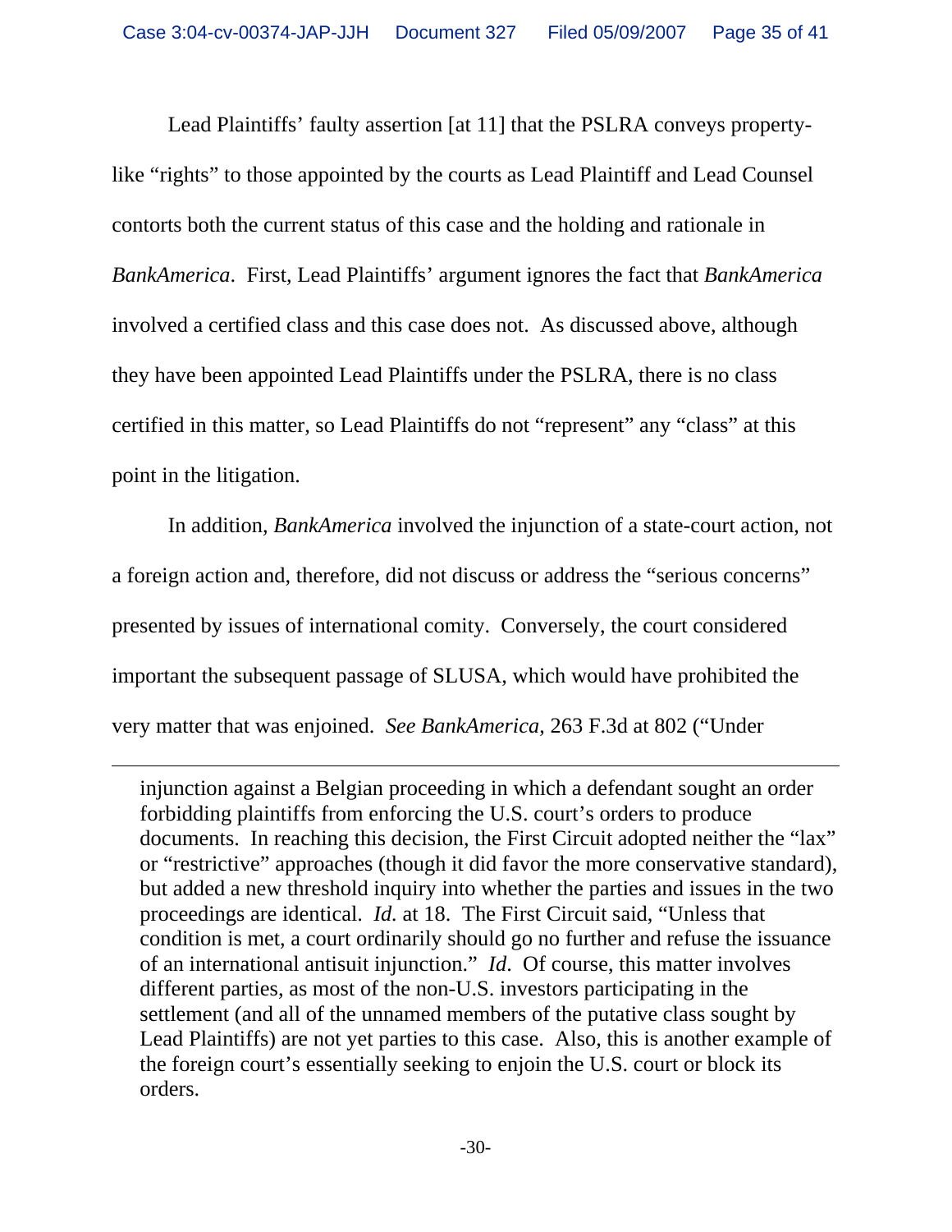Lead Plaintiffs' faulty assertion [at 11] that the PSLRA conveys property-like "rights" to those appointed by the courts as Lead Plaintiff and Lead Counsel contorts both the current status of this case and the holding and rationale in *BankAmerica*. First, Lead Plaintiffs' argument ignores the fact that *BankAmerica* involved a certified class and this case does not. As discussed above, although they have been appointed Lead Plaintiffs under the PSLRA, there is no class certified in this matter, so Lead Plaintiffs do not "represent" any "class" at this point in the litigation.

In addition, *BankAmerica* involved the injunction of a state-court action, not a foreign action and, therefore, did not discuss or address the "serious concerns" presented by issues of international comity. Conversely, the court considered important the subsequent passage of SLUSA, which would have prohibited the very matter that was enjoined. *See BankAmerica*, 263 F.3d at 802 ("Under

---

injunction against a Belgian proceeding in which a defendant sought an order forbidding plaintiffs from enforcing the U.S. court's orders to produce documents. In reaching this decision, the First Circuit adopted neither the "lax" or "restrictive" approaches (though it did favor the more conservative standard), but added a new threshold inquiry into whether the parties and issues in the two proceedings are identical. *Id.* at 18. The First Circuit said, "Unless that condition is met, a court ordinarily should go no further and refuse the issuance of an international antisuit injunction." *Id*. Of course, this matter involves different parties, as most of the non-U.S. investors participating in the settlement (and all of the unnamed members of the putative class sought by Lead Plaintiffs) are not yet parties to this case. Also, this is another example of the foreign court's essentially seeking to enjoin the U.S. court or block its orders.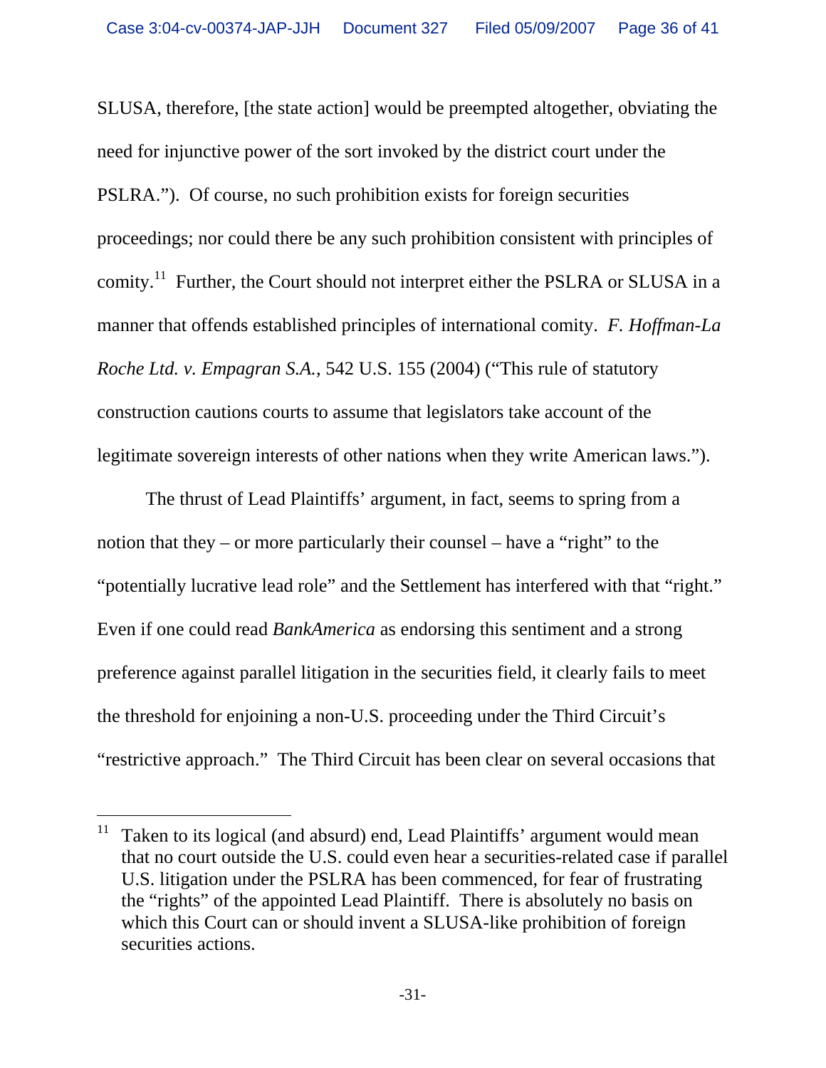SLUSA, therefore, [the state action] would be preempted altogether, obviating the need for injunctive power of the sort invoked by the district court under the PSLRA."). Of course, no such prohibition exists for foreign securities proceedings; nor could there be any such prohibition consistent with principles of comity.[11] Further, the Court should not interpret either the PSLRA or SLUSA in a manner that offends established principles of international comity. *F. Hoffman-La Roche Ltd. v. Empagran S.A.*, 542 U.S. 155 (2004) ("This rule of statutory construction cautions courts to assume that legislators take account of the legitimate sovereign interests of other nations when they write American laws.").

The thrust of Lead Plaintiffs' argument, in fact, seems to spring from a notion that they – or more particularly their counsel – have a "right" to the "potentially lucrative lead role" and the Settlement has interfered with that "right." Even if one could read *BankAmerica* as endorsing this sentiment and a strong preference against parallel litigation in the securities field, it clearly fails to meet the threshold for enjoining a non-U.S. proceeding under the Third Circuit's "restrictive approach." The Third Circuit has been clear on several occasions that

[11] Taken to its logical (and absurd) end, Lead Plaintiffs' argument would mean that no court outside the U.S. could even hear a securities-related case if parallel U.S. litigation under the PSLRA has been commenced, for fear of frustrating the "rights" of the appointed Lead Plaintiff. There is absolutely no basis on which this Court can or should invent a SLUSA-like prohibition of foreign securities actions.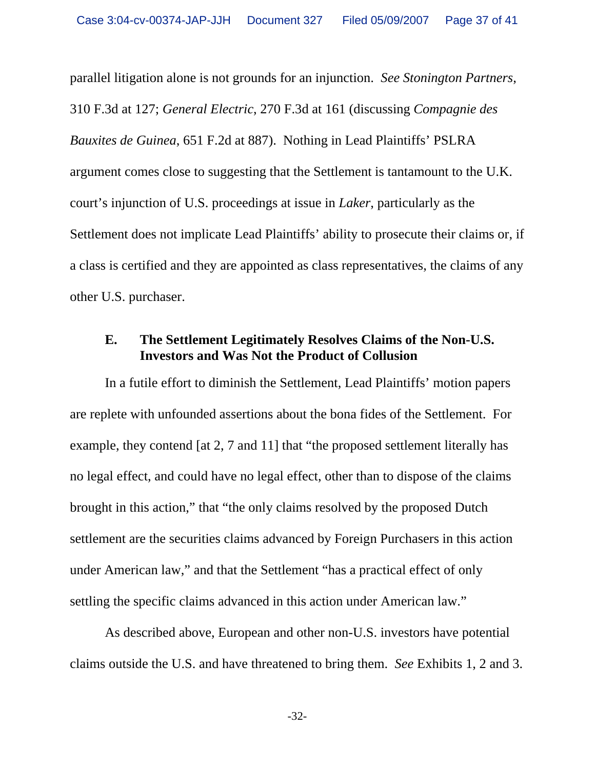parallel litigation alone is not grounds for an injunction. *See Stonington Partners*, 310 F.3d at 127; *General Electric*, 270 F.3d at 161 (discussing *Compagnie des Bauxites de Guinea*, 651 F.2d at 887). Nothing in Lead Plaintiffs' PSLRA argument comes close to suggesting that the Settlement is tantamount to the U.K. court's injunction of U.S. proceedings at issue in *Laker*, particularly as the Settlement does not implicate Lead Plaintiffs' ability to prosecute their claims or, if a class is certified and they are appointed as class representatives, the claims of any other U.S. purchaser.

### E. The Settlement Legitimately Resolves Claims of the Non-U.S. Investors and Was Not the Product of Collusion

In a futile effort to diminish the Settlement, Lead Plaintiffs' motion papers are replete with unfounded assertions about the bona fides of the Settlement. For example, they contend [at 2, 7 and 11] that "the proposed settlement literally has no legal effect, and could have no legal effect, other than to dispose of the claims brought in this action," that "the only claims resolved by the proposed Dutch settlement are the securities claims advanced by Foreign Purchasers in this action under American law," and that the Settlement "has a practical effect of only settling the specific claims advanced in this action under American law."

As described above, European and other non-U.S. investors have potential claims outside the U.S. and have threatened to bring them. *See* Exhibits 1, 2 and 3.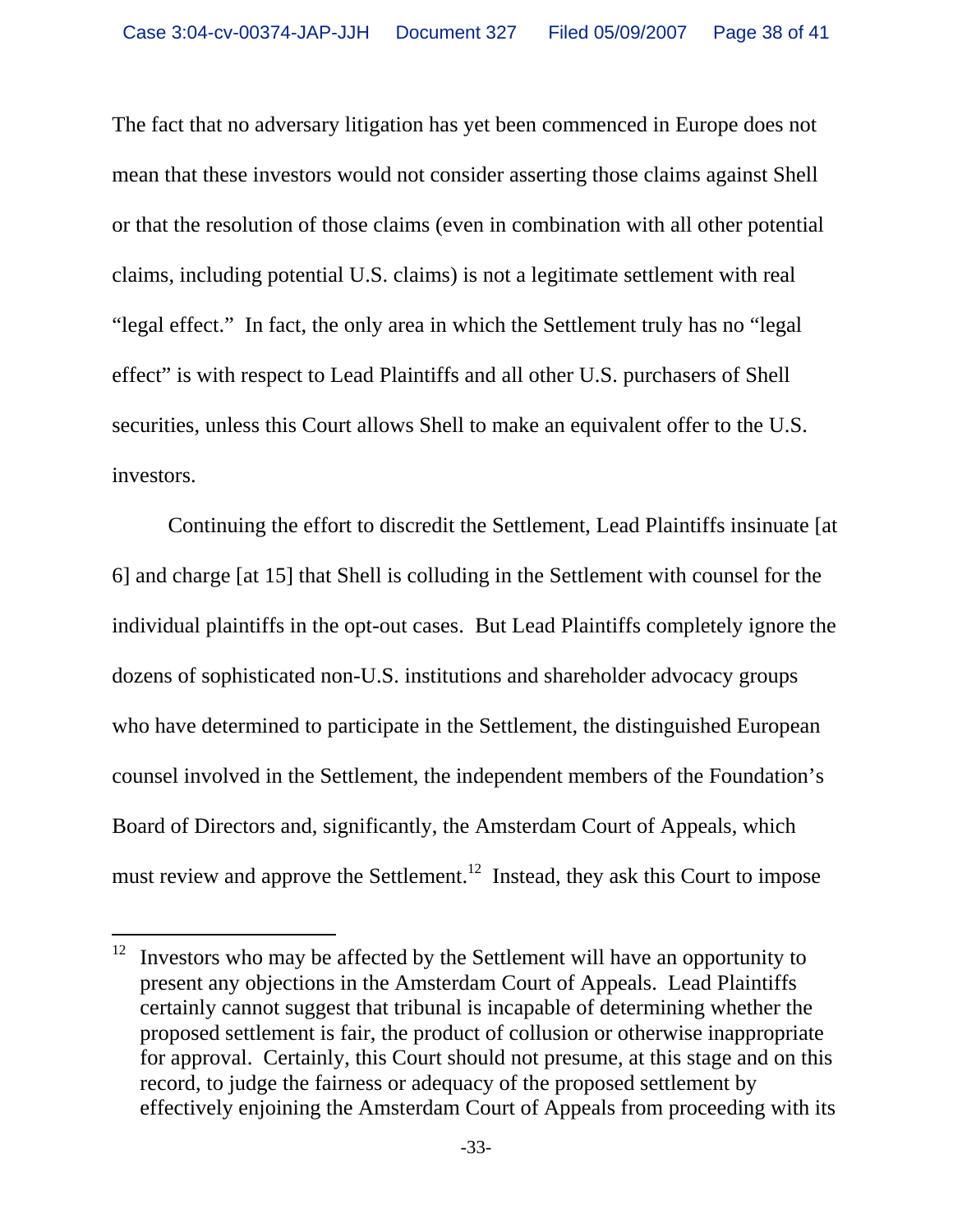The fact that no adversary litigation has yet been commenced in Europe does not mean that these investors would not consider asserting those claims against Shell or that the resolution of those claims (even in combination with all other potential claims, including potential U.S. claims) is not a legitimate settlement with real "legal effect." In fact, the only area in which the Settlement truly has no "legal effect" is with respect to Lead Plaintiffs and all other U.S. purchasers of Shell securities, unless this Court allows Shell to make an equivalent offer to the U.S. investors.

Continuing the effort to discredit the Settlement, Lead Plaintiffs insinuate [at 6] and charge [at 15] that Shell is colluding in the Settlement with counsel for the individual plaintiffs in the opt-out cases. But Lead Plaintiffs completely ignore the dozens of sophisticated non-U.S. institutions and shareholder advocacy groups who have determined to participate in the Settlement, the distinguished European counsel involved in the Settlement, the independent members of the Foundation's Board of Directors and, significantly, the Amsterdam Court of Appeals, which must review and approve the Settlement.[12] Instead, they ask this Court to impose

---

[12] Investors who may be affected by the Settlement will have an opportunity to present any objections in the Amsterdam Court of Appeals. Lead Plaintiffs certainly cannot suggest that tribunal is incapable of determining whether the proposed settlement is fair, the product of collusion or otherwise inappropriate for approval. Certainly, this Court should not presume, at this stage and on this record, to judge the fairness or adequacy of the proposed settlement by effectively enjoining the Amsterdam Court of Appeals from proceeding with its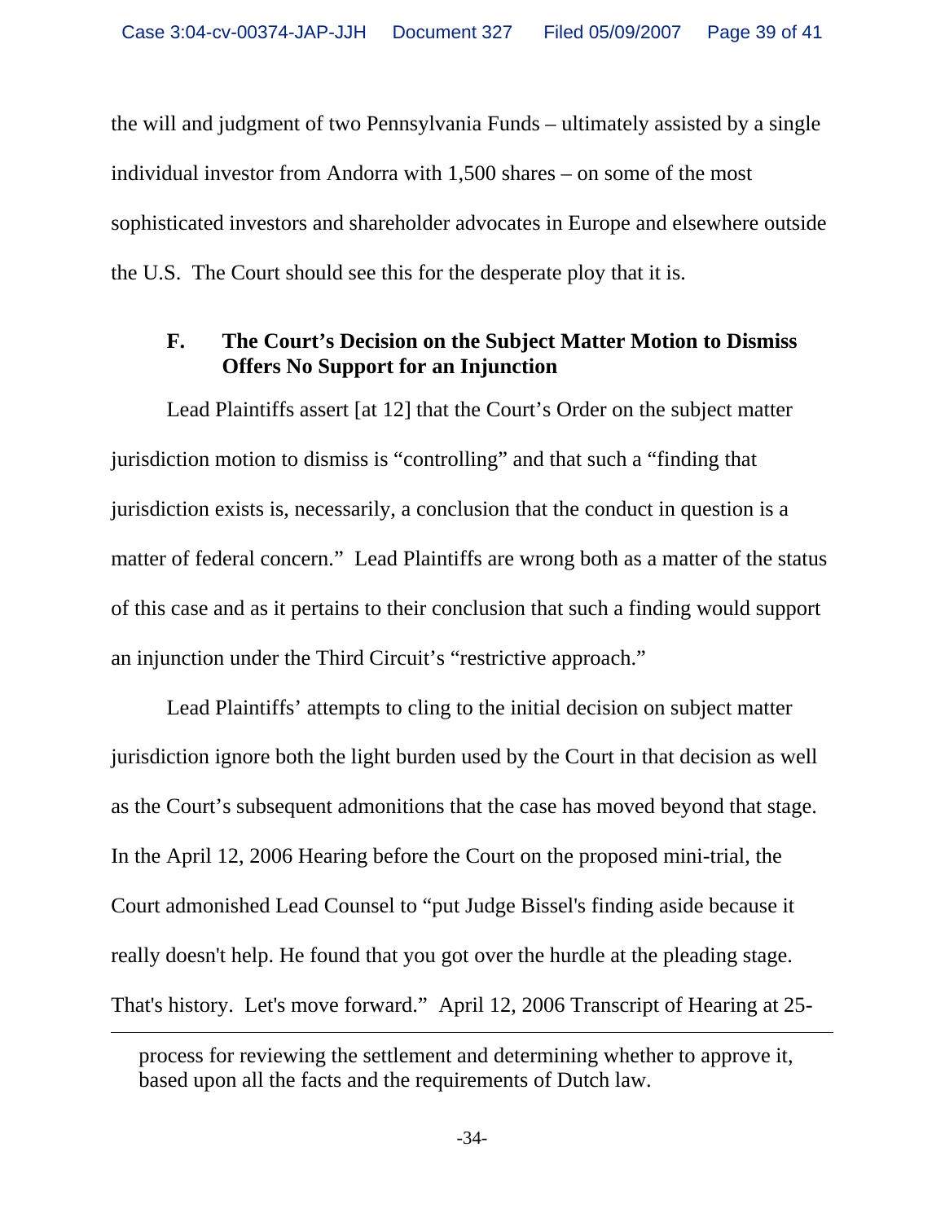the will and judgment of two Pennsylvania Funds – ultimately assisted by a single individual investor from Andorra with 1,500 shares – on some of the most sophisticated investors and shareholder advocates in Europe and elsewhere outside the U.S. The Court should see this for the desperate ploy that it is.

### F. The Court's Decision on the Subject Matter Motion to Dismiss Offers No Support for an Injunction

Lead Plaintiffs assert [at 12] that the Court's Order on the subject matter jurisdiction motion to dismiss is "controlling" and that such a "finding that jurisdiction exists is, necessarily, a conclusion that the conduct in question is a matter of federal concern." Lead Plaintiffs are wrong both as a matter of the status of this case and as it pertains to their conclusion that such a finding would support an injunction under the Third Circuit's "restrictive approach."

Lead Plaintiffs' attempts to cling to the initial decision on subject matter jurisdiction ignore both the light burden used by the Court in that decision as well as the Court's subsequent admonitions that the case has moved beyond that stage. In the April 12, 2006 Hearing before the Court on the proposed mini-trial, the Court admonished Lead Counsel to "put Judge Bissel's finding aside because it really doesn't help. He found that you got over the hurdle at the pleading stage. That's history. Let's move forward." April 12, 2006 Transcript of Hearing at 25-

---

process for reviewing the settlement and determining whether to approve it, based upon all the facts and the requirements of Dutch law.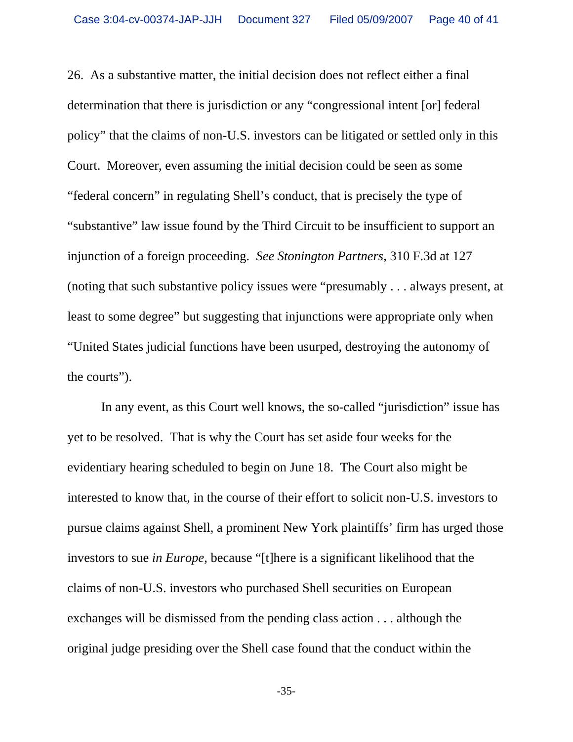26. As a substantive matter, the initial decision does not reflect either a final determination that there is jurisdiction or any "congressional intent [or] federal policy" that the claims of non-U.S. investors can be litigated or settled only in this Court. Moreover, even assuming the initial decision could be seen as some "federal concern" in regulating Shell's conduct, that is precisely the type of "substantive" law issue found by the Third Circuit to be insufficient to support an injunction of a foreign proceeding. *See Stonington Partners*, 310 F.3d at 127 (noting that such substantive policy issues were "presumably . . . always present, at least to some degree" but suggesting that injunctions were appropriate only when "United States judicial functions have been usurped, destroying the autonomy of the courts").

In any event, as this Court well knows, the so-called "jurisdiction" issue has yet to be resolved. That is why the Court has set aside four weeks for the evidentiary hearing scheduled to begin on June 18. The Court also might be interested to know that, in the course of their effort to solicit non-U.S. investors to pursue claims against Shell, a prominent New York plaintiffs' firm has urged those investors to sue *in Europe*, because "[t]here is a significant likelihood that the claims of non-U.S. investors who purchased Shell securities on European exchanges will be dismissed from the pending class action . . . although the original judge presiding over the Shell case found that the conduct within the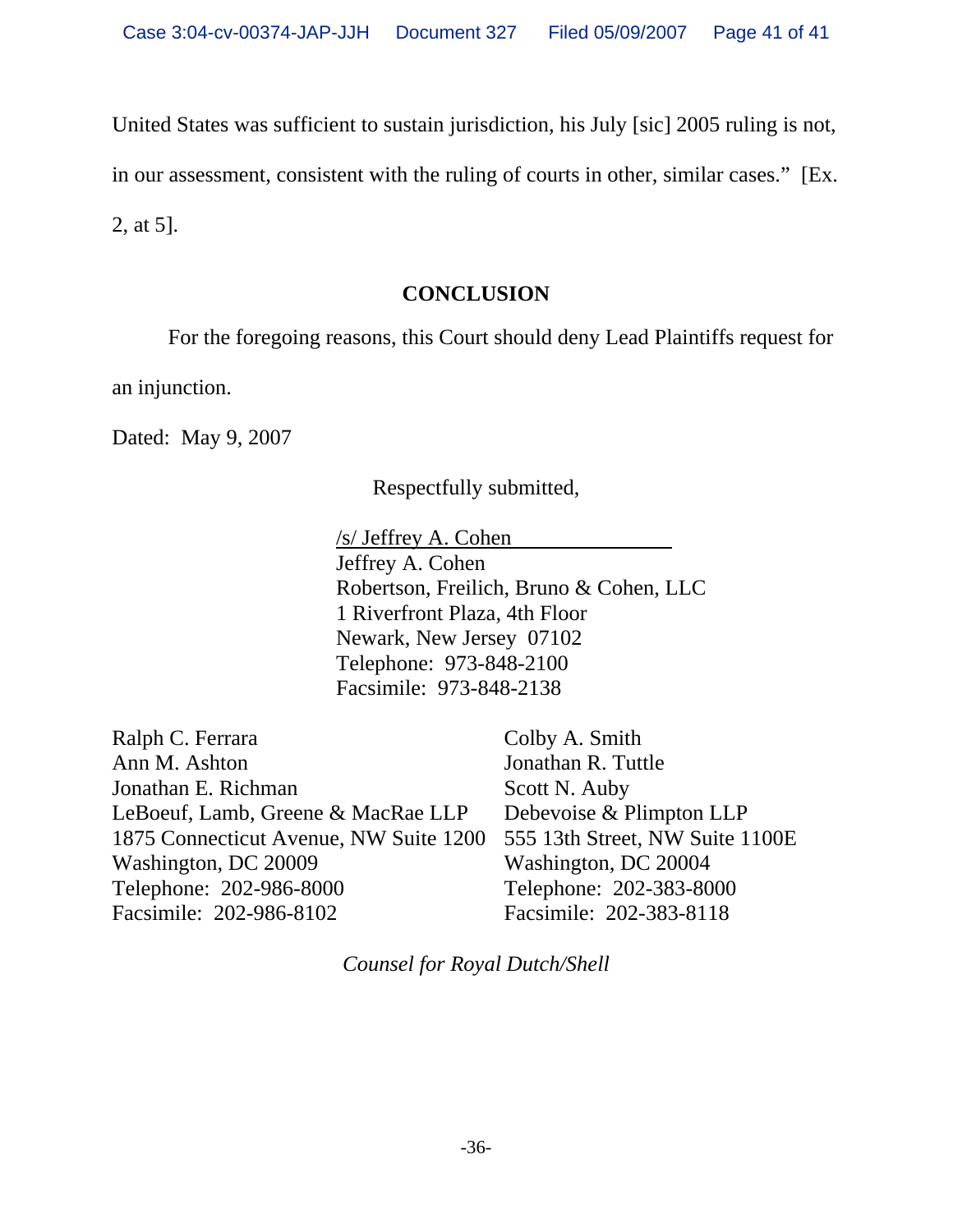United States was sufficient to sustain jurisdiction, his July [sic] 2005 ruling is not, in our assessment, consistent with the ruling of courts in other, similar cases." [Ex. 2, at 5].

## CONCLUSION

For the foregoing reasons, this Court should deny Lead Plaintiffs request for an injunction.

Dated: May 9, 2007

Respectfully submitted,

/s/ Jeffrey A. Cohen
Jeffrey A. Cohen
Robertson, Freilich, Bruno & Cohen, LLC
1 Riverfront Plaza, 4th Floor
Newark, New Jersey 07102
Telephone: 973-848-2100
Facsimile: 973-848-2138

Ralph C. Ferrara
Ann M. Ashton
Jonathan E. Richman
LeBoeuf, Lamb, Greene & MacRae LLP
1875 Connecticut Avenue, NW Suite 1200
Washington, DC 20009
Telephone: 202-986-8000
Facsimile: 202-986-8102

Colby A. Smith
Jonathan R. Tuttle
Scott N. Auby
Debevoise & Plimpton LLP
555 13th Street, NW Suite 1100E
Washington, DC 20004
Telephone: 202-383-8000
Facsimile: 202-383-8118

*Counsel for Royal Dutch/Shell*